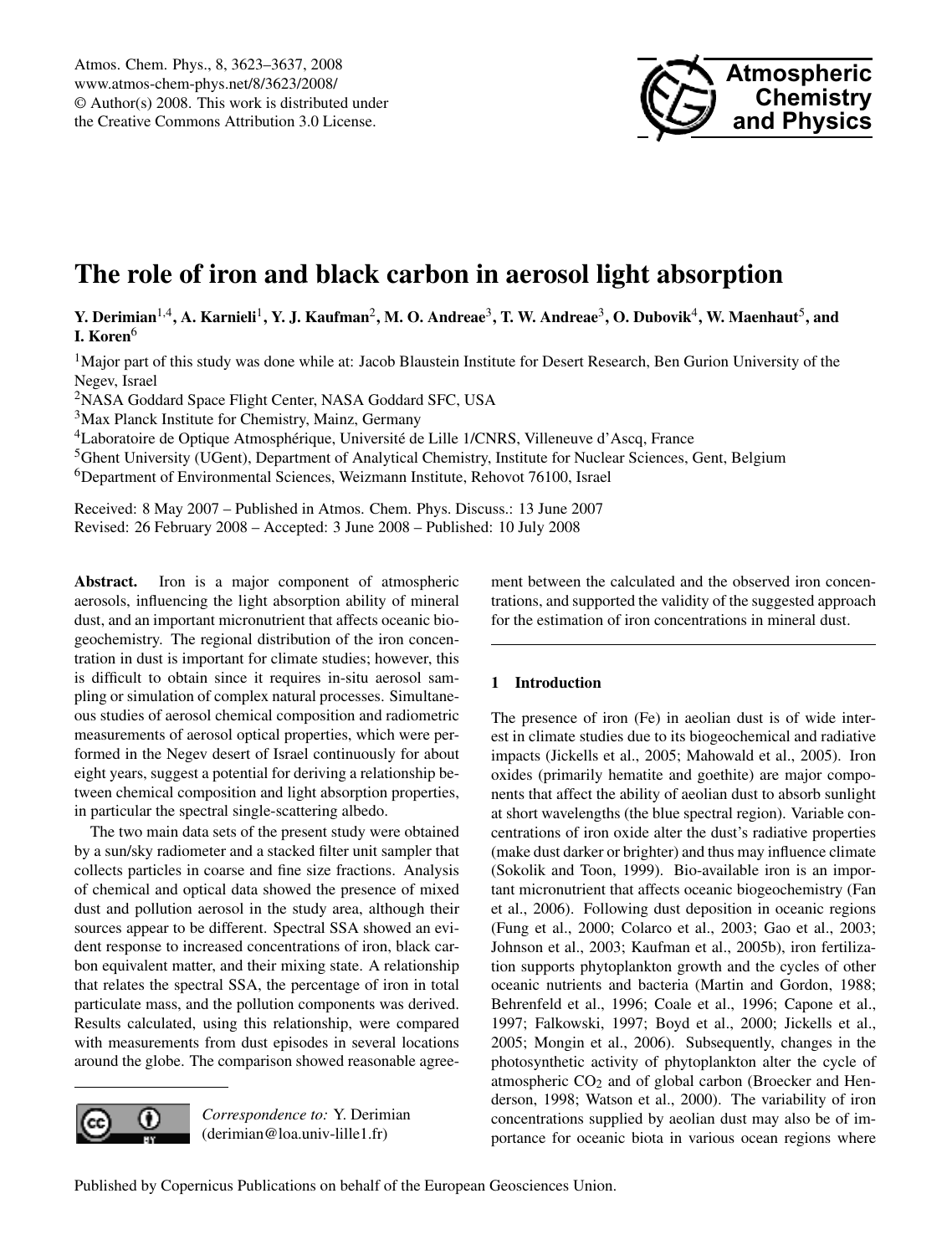# The role of iron and black carbon in aerosol light absorption

**Y. Derimian[1,4], A. Karnieli[1], Y. J. Kaufman[2], M. O. Andreae[3], T. W. Andreae[3], O. Dubovik[4], W. Maenhaut[5], and I. Koren[6]**

[1]Major part of this study was done while at: Jacob Blaustein Institute for Desert Research, Ben Gurion University of the Negev, Israel
[2]NASA Goddard Space Flight Center, NASA Goddard SFC, USA
[3]Max Planck Institute for Chemistry, Mainz, Germany
[4]Laboratoire de Optique Atmosphérique, Université de Lille 1/CNRS, Villeneuve d'Ascq, France
[5]Ghent University (UGent), Department of Analytical Chemistry, Institute for Nuclear Sciences, Gent, Belgium
[6]Department of Environmental Sciences, Weizmann Institute, Rehovot 76100, Israel

Received: 8 May 2007 – Published in Atmos. Chem. Phys. Discuss.: 13 June 2007
Revised: 26 February 2008 – Accepted: 3 June 2008 – Published: 10 July 2008

**Abstract.** Iron is a major component of atmospheric aerosols, influencing the light absorption ability of mineral dust, and an important micronutrient that affects oceanic biogeochemistry. The regional distribution of the iron concentration in dust is important for climate studies; however, this is difficult to obtain since it requires in-situ aerosol sampling or simulation of complex natural processes. Simultaneous studies of aerosol chemical composition and radiometric measurements of aerosol optical properties, which were performed in the Negev desert of Israel continuously for about eight years, suggest a potential for deriving a relationship between chemical composition and light absorption properties, in particular the spectral single-scattering albedo.

The two main data sets of the present study were obtained by a sun/sky radiometer and a stacked filter unit sampler that collects particles in coarse and fine size fractions. Analysis of chemical and optical data showed the presence of mixed dust and pollution aerosol in the study area, although their sources appear to be different. Spectral SSA showed an evident response to increased concentrations of iron, black carbon equivalent matter, and their mixing state. A relationship that relates the spectral SSA, the percentage of iron in total particulate mass, and the pollution components was derived. Results calculated, using this relationship, were compared with measurements from dust episodes in several locations around the globe. The comparison showed reasonable agreement between the calculated and the observed iron concentrations, and supported the validity of the suggested approach for the estimation of iron concentrations in mineral dust.

*Correspondence to:* Y. Derimian
(derimian@loa.univ-lille1.fr)

## 1 Introduction

The presence of iron (Fe) in aeolian dust is of wide interest in climate studies due to its biogeochemical and radiative impacts (Jickells et al., 2005; Mahowald et al., 2005). Iron oxides (primarily hematite and goethite) are major components that affect the ability of aeolian dust to absorb sunlight at short wavelengths (the blue spectral region). Variable concentrations of iron oxide alter the dust's radiative properties (make dust darker or brighter) and thus may influence climate (Sokolik and Toon, 1999). Bio-available iron is an important micronutrient that affects oceanic biogeochemistry (Fan et al., 2006). Following dust deposition in oceanic regions (Fung et al., 2000; Colarco et al., 2003; Gao et al., 2003; Johnson et al., 2003; Kaufman et al., 2005b), iron fertilization supports phytoplankton growth and the cycles of other oceanic nutrients and bacteria (Martin and Gordon, 1988; Behrenfeld et al., 1996; Coale et al., 1996; Capone et al., 1997; Falkowski, 1997; Boyd et al., 2000; Jickells et al., 2005; Mongin et al., 2006). Subsequently, changes in the photosynthetic activity of phytoplankton alter the cycle of atmospheric $CO_2$ and of global carbon (Broecker and Henderson, 1998; Watson et al., 2000). The variability of iron concentrations supplied by aeolian dust may also be of importance for oceanic biota in various ocean regions where

Published by Copernicus Publications on behalf of the European Geosciences Union.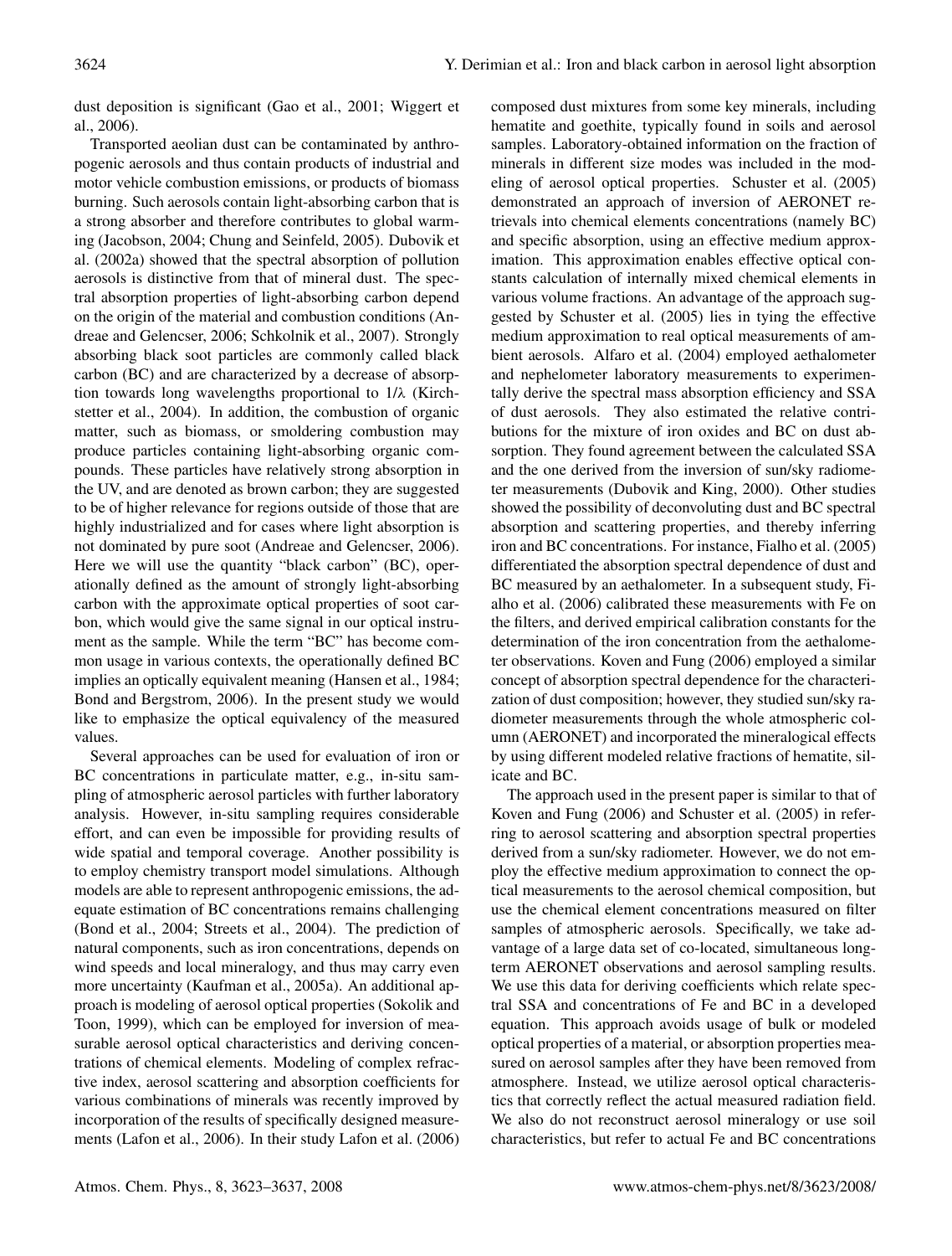dust deposition is significant (Gao et al., 2001; Wiggert et al., 2006).

Transported aeolian dust can be contaminated by anthropogenic aerosols and thus contain products of industrial and motor vehicle combustion emissions, or products of biomass burning. Such aerosols contain light-absorbing carbon that is a strong absorber and therefore contributes to global warming (Jacobson, 2004; Chung and Seinfeld, 2005). Dubovik et al. (2002a) showed that the spectral absorption of pollution aerosols is distinctive from that of mineral dust. The spectral absorption properties of light-absorbing carbon depend on the origin of the material and combustion conditions (Andreae and Gelencser, 2006; Schkolnik et al., 2007). Strongly absorbing black soot particles are commonly called black carbon (BC) and are characterized by a decrease of absorption towards long wavelengths proportional to $1/\lambda$ (Kirchstetter et al., 2004). In addition, the combustion of organic matter, such as biomass, or smoldering combustion may produce particles containing light-absorbing organic compounds. These particles have relatively strong absorption in the UV, and are denoted as brown carbon; they are suggested to be of higher relevance for regions outside of those that are highly industrialized and for cases where light absorption is not dominated by pure soot (Andreae and Gelencser, 2006). Here we will use the quantity "black carbon" (BC), operationally defined as the amount of strongly light-absorbing carbon with the approximate optical properties of soot carbon, which would give the same signal in our optical instrument as the sample. While the term "BC" has become common usage in various contexts, the operationally defined BC implies an optically equivalent meaning (Hansen et al., 1984; Bond and Bergstrom, 2006). In the present study we would like to emphasize the optical equivalency of the measured values.

Several approaches can be used for evaluation of iron or BC concentrations in particulate matter, e.g., in-situ sampling of atmospheric aerosol particles with further laboratory analysis. However, in-situ sampling requires considerable effort, and can even be impossible for providing results of wide spatial and temporal coverage. Another possibility is to employ chemistry transport model simulations. Although models are able to represent anthropogenic emissions, the adequate estimation of BC concentrations remains challenging (Bond et al., 2004; Streets et al., 2004). The prediction of natural components, such as iron concentrations, depends on wind speeds and local mineralogy, and thus may carry even more uncertainty (Kaufman et al., 2005a). An additional approach is modeling of aerosol optical properties (Sokolik and Toon, 1999), which can be employed for inversion of measurable aerosol optical characteristics and deriving concentrations of chemical elements. Modeling of complex refractive index, aerosol scattering and absorption coefficients for various combinations of minerals was recently improved by incorporation of the results of specifically designed measurements (Lafon et al., 2006). In their study Lafon et al. (2006) composed dust mixtures from some key minerals, including hematite and goethite, typically found in soils and aerosol samples. Laboratory-obtained information on the fraction of minerals in different size modes was included in the modeling of aerosol optical properties. Schuster et al. (2005) demonstrated an approach of inversion of AERONET retrievals into chemical elements concentrations (namely BC) and specific absorption, using an effective medium approximation. This approximation enables effective optical constants calculation of internally mixed chemical elements in various volume fractions. An advantage of the approach suggested by Schuster et al. (2005) lies in tying the effective medium approximation to real optical measurements of ambient aerosols. Alfaro et al. (2004) employed aethalometer and nephelometer laboratory measurements to experimentally derive the spectral mass absorption efficiency and SSA of dust aerosols. They also estimated the relative contributions for the mixture of iron oxides and BC on dust absorption. They found agreement between the calculated SSA and the one derived from the inversion of sun/sky radiometer measurements (Dubovik and King, 2000). Other studies showed the possibility of deconvoluting dust and BC spectral absorption and scattering properties, and thereby inferring iron and BC concentrations. For instance, Fialho et al. (2005) differentiated the absorption spectral dependence of dust and BC measured by an aethalometer. In a subsequent study, Fialho et al. (2006) calibrated these measurements with Fe on the filters, and derived empirical calibration constants for the determination of the iron concentration from the aethalometer observations. Koven and Fung (2006) employed a similar concept of absorption spectral dependence for the characterization of dust composition; however, they studied sun/sky radiometer measurements through the whole atmospheric column (AERONET) and incorporated the mineralogical effects by using different modeled relative fractions of hematite, silicate and BC.

The approach used in the present paper is similar to that of Koven and Fung (2006) and Schuster et al. (2005) in referring to aerosol scattering and absorption spectral properties derived from a sun/sky radiometer. However, we do not employ the effective medium approximation to connect the optical measurements to the aerosol chemical composition, but use the chemical element concentrations measured on filter samples of atmospheric aerosols. Specifically, we take advantage of a large data set of co-located, simultaneous long-term AERONET observations and aerosol sampling results. We use this data for deriving coefficients which relate spectral SSA and concentrations of Fe and BC in a developed equation. This approach avoids usage of bulk or modeled optical properties of a material, or absorption properties measured on aerosol samples after they have been removed from atmosphere. Instead, we utilize aerosol optical characteristics that correctly reflect the actual measured radiation field. We also do not reconstruct aerosol mineralogy or use soil characteristics, but refer to actual Fe and BC concentrations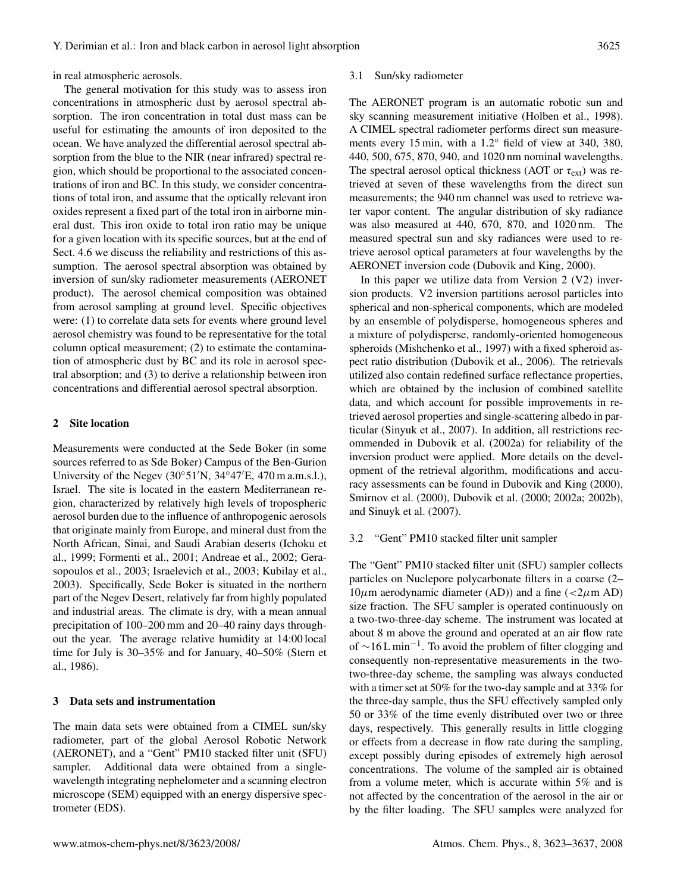in real atmospheric aerosols.

The general motivation for this study was to assess iron concentrations in atmospheric dust by aerosol spectral absorption. The iron concentration in total dust mass can be useful for estimating the amounts of iron deposited to the ocean. We have analyzed the differential aerosol spectral absorption from the blue to the NIR (near infrared) spectral region, which should be proportional to the associated concentrations of iron and BC. In this study, we consider concentrations of total iron, and assume that the optically relevant iron oxides represent a fixed part of the total iron in airborne mineral dust. This iron oxide to total iron ratio may be unique for a given location with its specific sources, but at the end of Sect. 4.6 we discuss the reliability and restrictions of this assumption. The aerosol spectral absorption was obtained by inversion of sun/sky radiometer measurements (AERONET product). The aerosol chemical composition was obtained from aerosol sampling at ground level. Specific objectives were: (1) to correlate data sets for events where ground level aerosol chemistry was found to be representative for the total column optical measurement; (2) to estimate the contamination of atmospheric dust by BC and its role in aerosol spectral absorption; and (3) to derive a relationship between iron concentrations and differential aerosol spectral absorption.

## 2 Site location

Measurements were conducted at the Sede Boker (in some sources referred to as Sde Boker) Campus of the Ben-Gurion University of the Negev (30°51′N, 34°47′E, 470 m a.m.s.l.), Israel. The site is located in the eastern Mediterranean region, characterized by relatively high levels of tropospheric aerosol burden due to the influence of anthropogenic aerosols that originate mainly from Europe, and mineral dust from the North African, Sinai, and Saudi Arabian deserts (Ichoku et al., 1999; Formenti et al., 2001; Andreae et al., 2002; Gerasopoulos et al., 2003; Israelevich et al., 2003; Kubilay et al., 2003). Specifically, Sede Boker is situated in the northern part of the Negev Desert, relatively far from highly populated and industrial areas. The climate is dry, with a mean annual precipitation of 100–200 mm and 20–40 rainy days throughout the year. The average relative humidity at 14:00 local time for July is 30–35% and for January, 40–50% (Stern et al., 1986).

## 3 Data sets and instrumentation

The main data sets were obtained from a CIMEL sun/sky radiometer, part of the global Aerosol Robotic Network (AERONET), and a "Gent" PM10 stacked filter unit (SFU) sampler. Additional data were obtained from a single-wavelength integrating nephelometer and a scanning electron microscope (SEM) equipped with an energy dispersive spectrometer (EDS).

### 3.1 Sun/sky radiometer

The AERONET program is an automatic robotic sun and sky scanning measurement initiative (Holben et al., 1998). A CIMEL spectral radiometer performs direct sun measurements every 15 min, with a 1.2° field of view at 340, 380, 440, 500, 675, 870, 940, and 1020 nm nominal wavelengths. The spectral aerosol optical thickness (AOT or $\tau_{\text{ext}}$) was retrieved at seven of these wavelengths from the direct sun measurements; the 940 nm channel was used to retrieve water vapor content. The angular distribution of sky radiance was also measured at 440, 670, 870, and 1020 nm. The measured spectral sun and sky radiances were used to retrieve aerosol optical parameters at four wavelengths by the AERONET inversion code (Dubovik and King, 2000).

In this paper we utilize data from Version 2 (V2) inversion products. V2 inversion partitions aerosol particles into spherical and non-spherical components, which are modeled by an ensemble of polydisperse, homogeneous spheres and a mixture of polydisperse, randomly-oriented homogeneous spheroids (Mishchenko et al., 1997) with a fixed spheroid aspect ratio distribution (Dubovik et al., 2006). The retrievals utilized also contain redefined surface reflectance properties, which are obtained by the inclusion of combined satellite data, and which account for possible improvements in retrieved aerosol properties and single-scattering albedo in particular (Sinyuk et al., 2007). In addition, all restrictions recommended in Dubovik et al. (2002a) for reliability of the inversion product were applied. More details on the development of the retrieval algorithm, modifications and accuracy assessments can be found in Dubovik and King (2000), Smirnov et al. (2000), Dubovik et al. (2000; 2002a; 2002b), and Sinuyk et al. (2007).

### 3.2 "Gent" PM10 stacked filter unit sampler

The "Gent" PM10 stacked filter unit (SFU) sampler collects particles on Nuclepore polycarbonate filters in a coarse (2–10$\mu$m aerodynamic diameter (AD)) and a fine ($<2\mu$m AD) size fraction. The SFU sampler is operated continuously on a two-two-three-day scheme. The instrument was located at about 8 m above the ground and operated at an air flow rate of $\sim$16 L min$^{-1}$. To avoid the problem of filter clogging and consequently non-representative measurements in the two-two-three-day scheme, the sampling was always conducted with a timer set at 50% for the two-day sample and at 33% for the three-day sample, thus the SFU effectively sampled only 50 or 33% of the time evenly distributed over two or three days, respectively. This generally results in little clogging or effects from a decrease in flow rate during the sampling, except possibly during episodes of extremely high aerosol concentrations. The volume of the sampled air is obtained from a volume meter, which is accurate within 5% and is not affected by the concentration of the aerosol in the air or by the filter loading. The SFU samples were analyzed for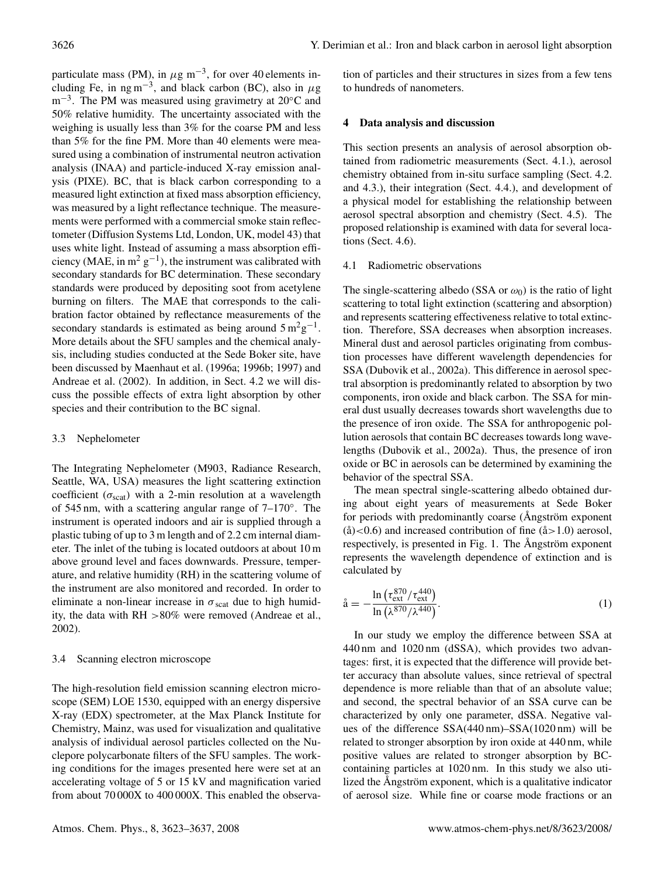particulate mass (PM), in $\mu$g m$^{-3}$, for over 40 elements including Fe, in ng m$^{-3}$, and black carbon (BC), also in $\mu$g m$^{-3}$. The PM was measured using gravimetry at 20°C and 50% relative humidity. The uncertainty associated with the weighing is usually less than 3% for the coarse PM and less than 5% for the fine PM. More than 40 elements were measured using a combination of instrumental neutron activation analysis (INAA) and particle-induced X-ray emission analysis (PIXE). BC, that is black carbon corresponding to a measured light extinction at fixed mass absorption efficiency, was measured by a light reflectance technique. The measurements were performed with a commercial smoke stain reflectometer (Diffusion Systems Ltd, London, UK, model 43) that uses white light. Instead of assuming a mass absorption efficiency (MAE, in m$^2$ g$^{-1}$), the instrument was calibrated with secondary standards for BC determination. These secondary standards were produced by depositing soot from acetylene burning on filters. The MAE that corresponds to the calibration factor obtained by reflectance measurements of the secondary standards is estimated as being around 5 m$^2$g$^{-1}$. More details about the SFU samples and the chemical analysis, including studies conducted at the Sede Boker site, have been discussed by Maenhaut et al. (1996a; 1996b; 1997) and Andreae et al. (2002). In addition, in Sect. 4.2 we will discuss the possible effects of extra light absorption by other species and their contribution to the BC signal.

### 3.3 Nephelometer

The Integrating Nephelometer (M903, Radiance Research, Seattle, WA, USA) measures the light scattering extinction coefficient ($\sigma_{\text{scat}}$) with a 2-min resolution at a wavelength of 545 nm, with a scattering angular range of 7–170°. The instrument is operated indoors and air is supplied through a plastic tubing of up to 3 m length and of 2.2 cm internal diameter. The inlet of the tubing is located outdoors at about 10 m above ground level and faces downwards. Pressure, temperature, and relative humidity (RH) in the scattering volume of the instrument are also monitored and recorded. In order to eliminate a non-linear increase in $\sigma_{\text{scat}}$ due to high humidity, the data with RH >80% were removed (Andreae et al., 2002).

### 3.4 Scanning electron microscope

The high-resolution field emission scanning electron microscope (SEM) LOE 1530, equipped with an energy dispersive X-ray (EDX) spectrometer, at the Max Planck Institute for Chemistry, Mainz, was used for visualization and qualitative analysis of individual aerosol particles collected on the Nuclepore polycarbonate filters of the SFU samples. The working conditions for the images presented here were set at an accelerating voltage of 5 or 15 kV and magnification varied from about 70 000X to 400 000X. This enabled the observation of particles and their structures in sizes from a few tens to hundreds of nanometers.

## 4 Data analysis and discussion

This section presents an analysis of aerosol absorption obtained from radiometric measurements (Sect. 4.1.), aerosol chemistry obtained from in-situ surface sampling (Sect. 4.2. and 4.3.), their integration (Sect. 4.4.), and development of a physical model for establishing the relationship between aerosol spectral absorption and chemistry (Sect. 4.5). The proposed relationship is examined with data for several locations (Sect. 4.6).

### 4.1 Radiometric observations

The single-scattering albedo (SSA or $\omega_0$) is the ratio of light scattering to total light extinction (scattering and absorption) and represents scattering effectiveness relative to total extinction. Therefore, SSA decreases when absorption increases. Mineral dust and aerosol particles originating from combustion processes have different wavelength dependencies for SSA (Dubovik et al., 2002a). This difference in aerosol spectral absorption is predominantly related to absorption by two components, iron oxide and black carbon. The SSA for mineral dust usually decreases towards short wavelengths due to the presence of iron oxide. The SSA for anthropogenic pollution aerosols that contain BC decreases towards long wavelengths (Dubovik et al., 2002a). Thus, the presence of iron oxide or BC in aerosols can be determined by examining the behavior of the spectral SSA.

The mean spectral single-scattering albedo obtained during about eight years of measurements at Sede Boker for periods with predominantly coarse (Ångström exponent (å)<0.6) and increased contribution of fine (å>1.0) aerosol, respectively, is presented in Fig. 1. The Ångström exponent represents the wavelength dependence of extinction and is calculated by

$$\text{å} = -\frac{\ln\left(\tau_{\text{ext}}^{870}/\tau_{\text{ext}}^{440}\right)}{\ln\left(\lambda^{870}/\lambda^{440}\right)}. \tag{1}$$

In our study we employ the difference between SSA at 440 nm and 1020 nm (dSSA), which provides two advantages: first, it is expected that the difference will provide better accuracy than absolute values, since retrieval of spectral dependence is more reliable than that of an absolute value; and second, the spectral behavior of an SSA curve can be characterized by only one parameter, dSSA. Negative values of the difference SSA(440 nm)–SSA(1020 nm) will be related to stronger absorption by iron oxide at 440 nm, while positive values are related to stronger absorption by BC-containing particles at 1020 nm. In this study we also utilized the Ångström exponent, which is a qualitative indicator of aerosol size. While fine or coarse mode fractions or an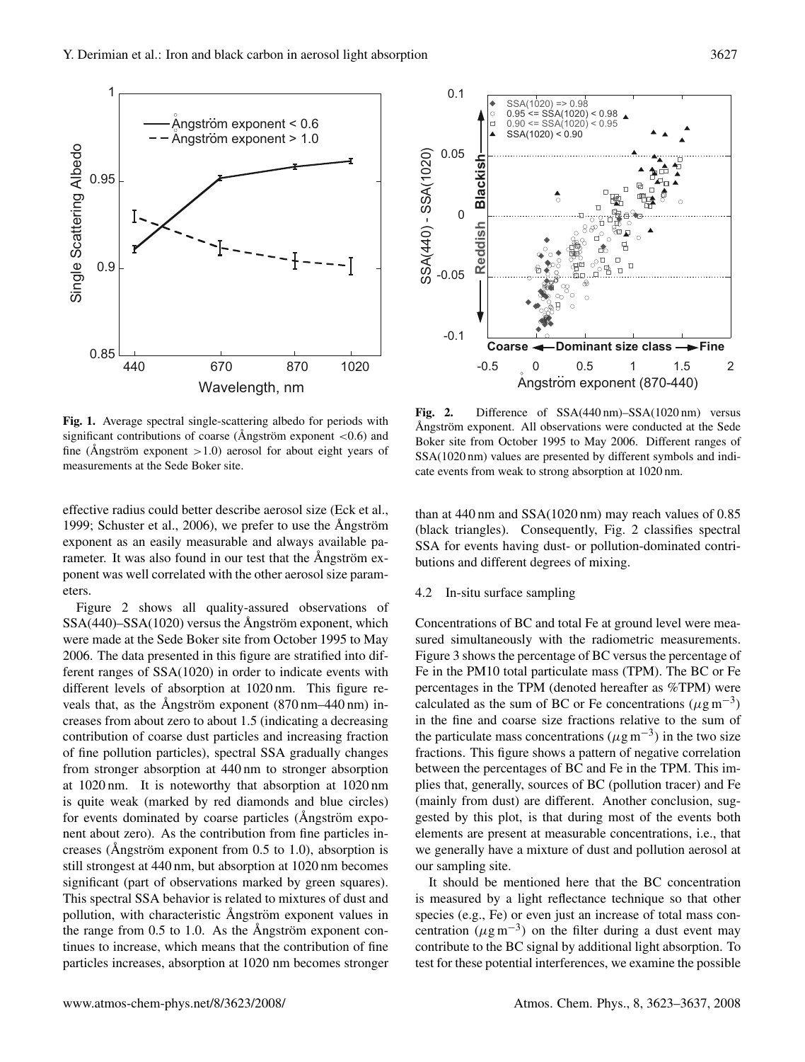Fig. 1. Average spectral single-scattering albedo for periods with significant contributions of coarse (Ångström exponent <0.6) and fine (Ångström exponent >1.0) aerosol for about eight years of measurements at the Sede Boker site.

Fig. 2. Difference of SSA(440 nm)–SSA(1020 nm) versus Ångström exponent. All observations were conducted at the Sede Boker site from October 1995 to May 2006. Different ranges of SSA(1020 nm) values are presented by different symbols and indicate events from weak to strong absorption at 1020 nm.

effective radius could better describe aerosol size (Eck et al., 1999; Schuster et al., 2006), we prefer to use the Ångström exponent as an easily measurable and always available parameter. It was also found in our test that the Ångström exponent was well correlated with the other aerosol size parameters.

Figure 2 shows all quality-assured observations of SSA(440)–SSA(1020) versus the Ångström exponent, which were made at the Sede Boker site from October 1995 to May 2006. The data presented in this figure are stratified into different ranges of SSA(1020) in order to indicate events with different levels of absorption at 1020 nm. This figure reveals that, as the Ångström exponent (870 nm–440 nm) increases from about zero to about 1.5 (indicating a decreasing contribution of coarse dust particles and increasing fraction of fine pollution particles), spectral SSA gradually changes from stronger absorption at 440 nm to stronger absorption at 1020 nm. It is noteworthy that absorption at 1020 nm is quite weak (marked by red diamonds and blue circles) for events dominated by coarse particles (Ångström exponent about zero). As the contribution from fine particles increases (Ångström exponent from 0.5 to 1.0), absorption is still strongest at 440 nm, but absorption at 1020 nm becomes significant (part of observations marked by green squares). This spectral SSA behavior is related to mixtures of dust and pollution, with characteristic Ångström exponent values in the range from 0.5 to 1.0. As the Ångström exponent continues to increase, which means that the contribution of fine particles increases, absorption at 1020 nm becomes stronger than at 440 nm and SSA(1020 nm) may reach values of 0.85 (black triangles). Consequently, Fig. 2 classifies spectral SSA for events having dust- or pollution-dominated contributions and different degrees of mixing.

### 4.2 In-situ surface sampling

Concentrations of BC and total Fe at ground level were measured simultaneously with the radiometric measurements. Figure 3 shows the percentage of BC versus the percentage of Fe in the PM10 total particulate mass (TPM). The BC or Fe percentages in the TPM (denoted hereafter as %TPM) were calculated as the sum of BC or Fe concentrations ($\mu g\,m^{-3}$) in the fine and coarse size fractions relative to the sum of the particulate mass concentrations ($\mu g\,m^{-3}$) in the two size fractions. This figure shows a pattern of negative correlation between the percentages of BC and Fe in the TPM. This implies that, generally, sources of BC (pollution tracer) and Fe (mainly from dust) are different. Another conclusion, suggested by this plot, is that during most of the events both elements are present at measurable concentrations, i.e., that we generally have a mixture of dust and pollution aerosol at our sampling site.

It should be mentioned here that the BC concentration is measured by a light reflectance technique so that other species (e.g., Fe) or even just an increase of total mass concentration ($\mu g\,m^{-3}$) on the filter during a dust event may contribute to the BC signal by additional light absorption. To test for these potential interferences, we examine the possible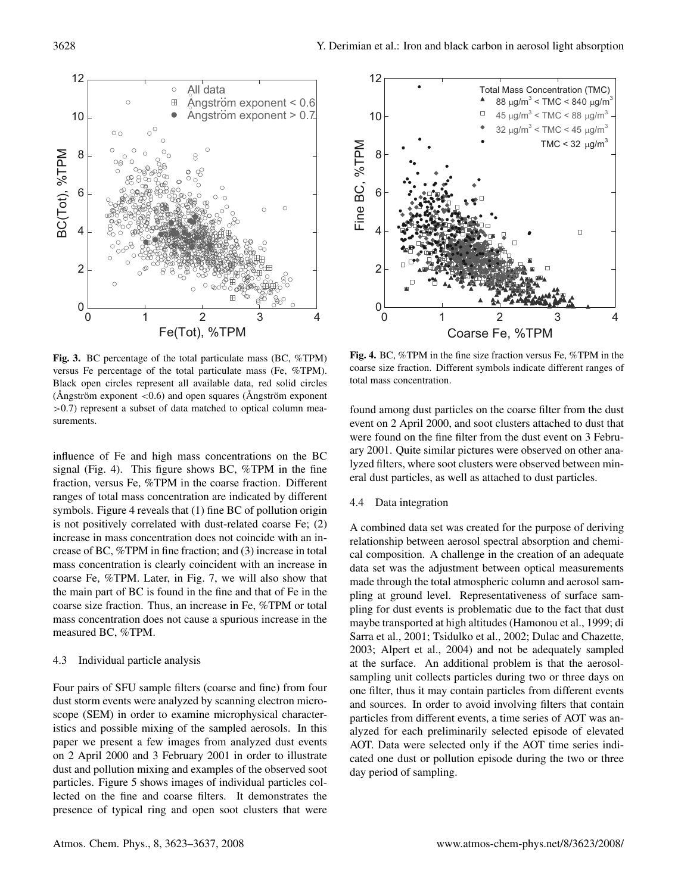**Fig. 3.** BC percentage of the total particulate mass (BC, %TPM) versus Fe percentage of the total particulate mass (Fe, %TPM). Black open circles represent all available data, red solid circles (Ångström exponent <0.6) and open squares (Ångström exponent >0.7) represent a subset of data matched to optical column measurements.

**Fig. 4.** BC, %TPM in the fine size fraction versus Fe, %TPM in the coarse size fraction. Different symbols indicate different ranges of total mass concentration.

influence of Fe and high mass concentrations on the BC signal (Fig. 4). This figure shows BC, %TPM in the fine fraction, versus Fe, %TPM in the coarse fraction. Different ranges of total mass concentration are indicated by different symbols. Figure 4 reveals that (1) fine BC of pollution origin is not positively correlated with dust-related coarse Fe; (2) increase in mass concentration does not coincide with an increase of BC, %TPM in fine fraction; and (3) increase in total mass concentration is clearly coincident with an increase in coarse Fe, %TPM. Later, in Fig. 7, we will also show that the main part of BC is found in the fine and that of Fe in the coarse size fraction. Thus, an increase in Fe, %TPM or total mass concentration does not cause a spurious increase in the measured BC, %TPM.

### 4.3 Individual particle analysis

Four pairs of SFU sample filters (coarse and fine) from four dust storm events were analyzed by scanning electron microscope (SEM) in order to examine microphysical characteristics and possible mixing of the sampled aerosols. In this paper we present a few images from analyzed dust events on 2 April 2000 and 3 February 2001 in order to illustrate dust and pollution mixing and examples of the observed soot particles. Figure 5 shows images of individual particles collected on the fine and coarse filters. It demonstrates the presence of typical ring and open soot clusters that were found among dust particles on the coarse filter from the dust event on 2 April 2000, and soot clusters attached to dust that were found on the fine filter from the dust event on 3 February 2001. Quite similar pictures were observed on other analyzed filters, where soot clusters were observed between mineral dust particles, as well as attached to dust particles.

### 4.4 Data integration

A combined data set was created for the purpose of deriving relationship between aerosol spectral absorption and chemical composition. A challenge in the creation of an adequate data set was the adjustment between optical measurements made through the total atmospheric column and aerosol sampling at ground level. Representativeness of surface sampling for dust events is problematic due to the fact that dust maybe transported at high altitudes (Hamonou et al., 1999; di Sarra et al., 2001; Tsidulko et al., 2002; Dulac and Chazette, 2003; Alpert et al., 2004) and not be adequately sampled at the surface. An additional problem is that the aerosol-sampling unit collects particles during two or three days on one filter, thus it may contain particles from different events and sources. In order to avoid involving filters that contain particles from different events, a time series of AOT was analyzed for each preliminarily selected episode of elevated AOT. Data were selected only if the AOT time series indicated one dust or pollution episode during the two or three day period of sampling.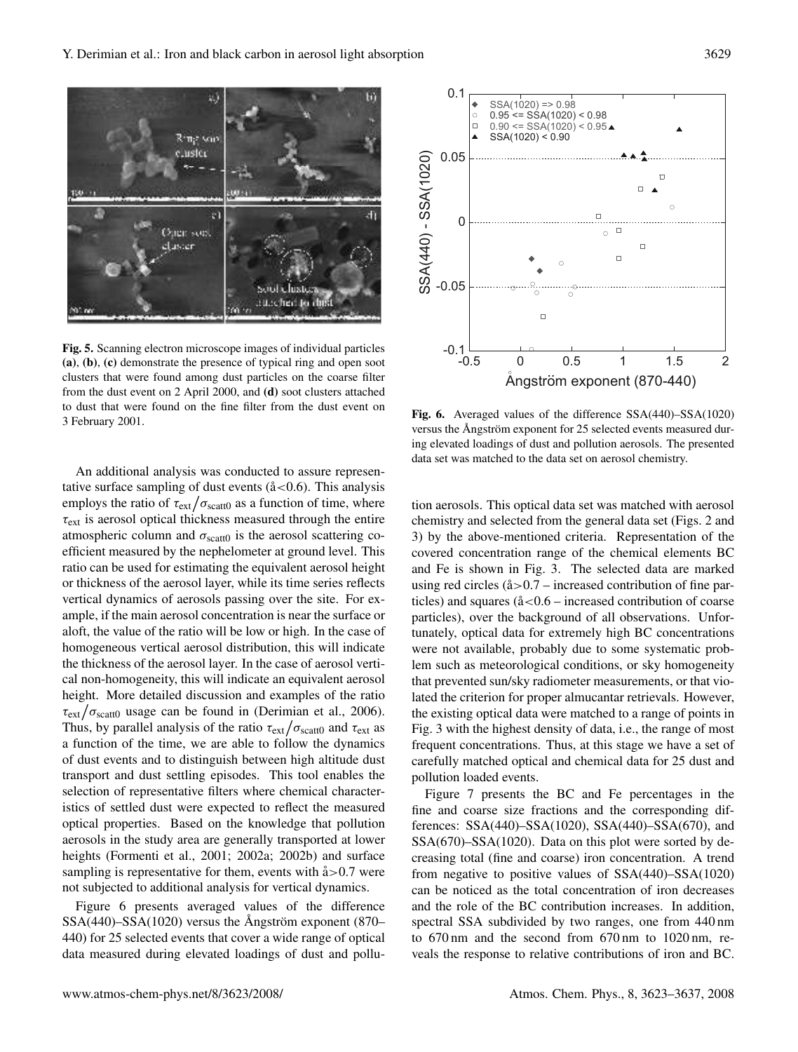Fig. 5. Scanning electron microscope images of individual particles **(a)**, **(b)**, **(c)** demonstrate the presence of typical ring and open soot clusters that were found among dust particles on the coarse filter from the dust event on 2 April 2000, and **(d)** soot clusters attached to dust that were found on the fine filter from the dust event on 3 February 2001.

Fig. 6. Averaged values of the difference SSA(440)–SSA(1020) versus the Ångström exponent for 25 selected events measured during elevated loadings of dust and pollution aerosols. The presented data set was matched to the data set on aerosol chemistry.

An additional analysis was conducted to assure representative surface sampling of dust events (å<0.6). This analysis employs the ratio of $\tau_{ext}/\sigma_{scatt0}$ as a function of time, where $\tau_{ext}$ is aerosol optical thickness measured through the entire atmospheric column and $\sigma_{scatt0}$ is the aerosol scattering coefficient measured by the nephelometer at ground level. This ratio can be used for estimating the equivalent aerosol height or thickness of the aerosol layer, while its time series reflects vertical dynamics of aerosols passing over the site. For example, if the main aerosol concentration is near the surface or aloft, the value of the ratio will be low or high. In the case of homogeneous vertical aerosol distribution, this will indicate the thickness of the aerosol layer. In the case of aerosol vertical non-homogeneity, this will indicate an equivalent aerosol height. More detailed discussion and examples of the ratio $\tau_{ext}/\sigma_{scatt0}$ usage can be found in (Derimian et al., 2006). Thus, by parallel analysis of the ratio $\tau_{ext}/\sigma_{scatt0}$ and $\tau_{ext}$ as a function of the time, we are able to follow the dynamics of dust events and to distinguish between high altitude dust transport and dust settling episodes. This tool enables the selection of representative filters where chemical characteristics of settled dust were expected to reflect the measured optical properties. Based on the knowledge that pollution aerosols in the study area are generally transported at lower heights (Formenti et al., 2001; 2002a; 2002b) and surface sampling is representative for them, events with å>0.7 were not subjected to additional analysis for vertical dynamics.

Figure 6 presents averaged values of the difference SSA(440)–SSA(1020) versus the Ångström exponent (870–440) for 25 selected events that cover a wide range of optical data measured during elevated loadings of dust and pollution aerosols. This optical data set was matched with aerosol chemistry and selected from the general data set (Figs. 2 and 3) by the above-mentioned criteria. Representation of the covered concentration range of the chemical elements BC and Fe is shown in Fig. 3. The selected data are marked using red circles (å>0.7 – increased contribution of fine particles) and squares (å<0.6 – increased contribution of coarse particles), over the background of all observations. Unfortunately, optical data for extremely high BC concentrations were not available, probably due to some systematic problem such as meteorological conditions, or sky homogeneity that prevented sun/sky radiometer measurements, or that violated the criterion for proper almucantar retrievals. However, the existing optical data were matched to a range of points in Fig. 3 with the highest density of data, i.e., the range of most frequent concentrations. Thus, at this stage we have a set of carefully matched optical and chemical data for 25 dust and pollution loaded events.

Figure 7 presents the BC and Fe percentages in the fine and coarse size fractions and the corresponding differences: SSA(440)–SSA(1020), SSA(440)–SSA(670), and SSA(670)–SSA(1020). Data on this plot were sorted by decreasing total (fine and coarse) iron concentration. A trend from negative to positive values of SSA(440)–SSA(1020) can be noticed as the total concentration of iron decreases and the role of the BC contribution increases. In addition, spectral SSA subdivided by two ranges, one from 440 nm to 670 nm and the second from 670 nm to 1020 nm, reveals the response to relative contributions of iron and BC.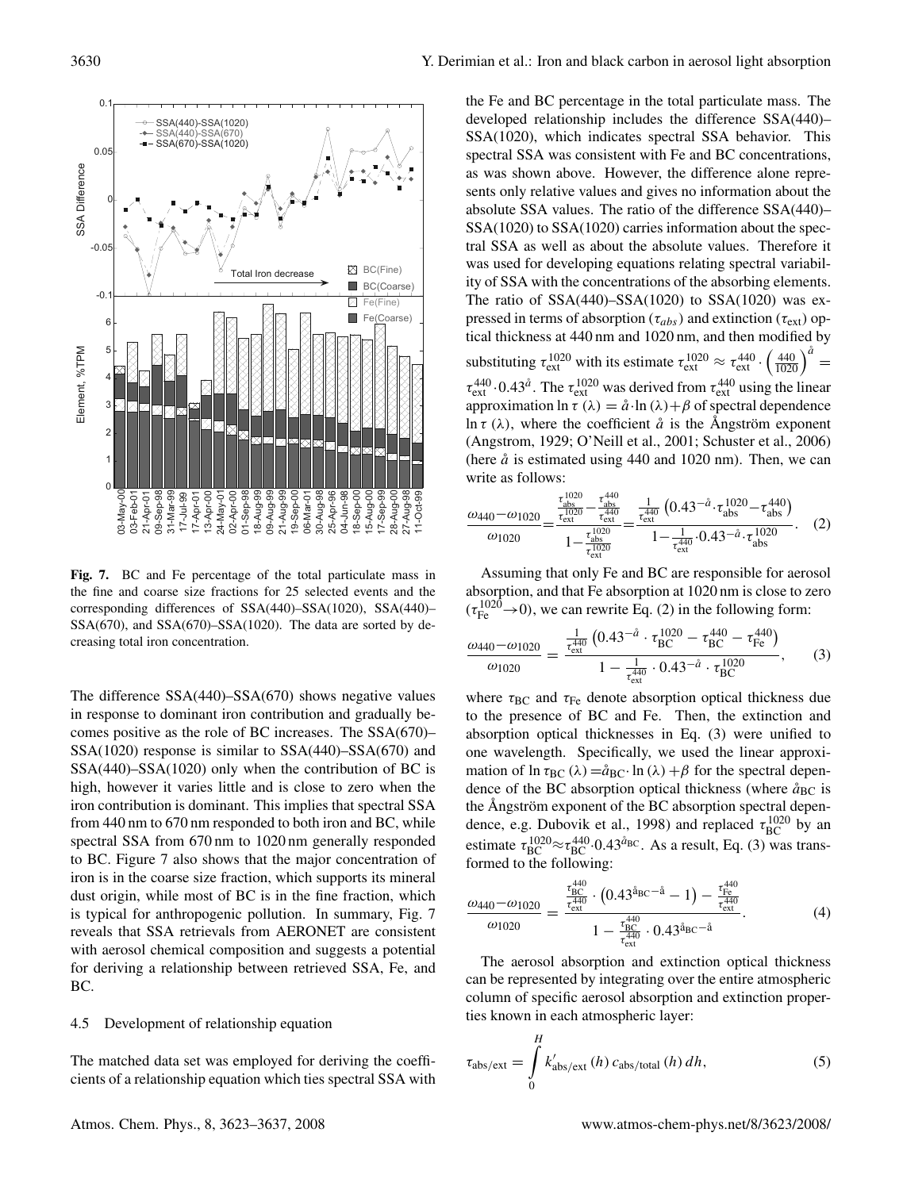**Fig. 7.** BC and Fe percentage of the total particulate mass in the fine and coarse size fractions for 25 selected events and the corresponding differences of SSA(440)–SSA(1020), SSA(440)–SSA(670), and SSA(670)–SSA(1020). The data are sorted by decreasing total iron concentration.

The difference SSA(440)–SSA(670) shows negative values in response to dominant iron contribution and gradually becomes positive as the role of BC increases. The SSA(670)–SSA(1020) response is similar to SSA(440)–SSA(670) and SSA(440)–SSA(1020) only when the contribution of BC is high, however it varies little and is close to zero when the iron contribution is dominant. This implies that spectral SSA from 440 nm to 670 nm responded to both iron and BC, while spectral SSA from 670 nm to 1020 nm generally responded to BC. Figure 7 also shows that the major concentration of iron is in the coarse size fraction, which supports its mineral dust origin, while most of BC is in the fine fraction, which is typical for anthropogenic pollution. In summary, Fig. 7 reveals that SSA retrievals from AERONET are consistent with aerosol chemical composition and suggests a potential for deriving a relationship between retrieved SSA, Fe, and BC.

### 4.5 Development of relationship equation

The matched data set was employed for deriving the coefficients of a relationship equation which ties spectral SSA with the Fe and BC percentage in the total particulate mass. The developed relationship includes the difference SSA(440)–SSA(1020), which indicates spectral SSA behavior. This spectral SSA was consistent with Fe and BC concentrations, as was shown above. However, the difference alone represents only relative values and gives no information about the absolute SSA values. The ratio of the difference SSA(440)–SSA(1020) to SSA(1020) carries information about the spectral SSA as well as about the absolute values. Therefore it was used for developing equations relating spectral variability of SSA with the concentrations of the absorbing elements. The ratio of SSA(440)–SSA(1020) to SSA(1020) was expressed in terms of absorption ($\tau_{abs}$) and extinction ($\tau_{\text{ext}}$) optical thickness at 440 nm and 1020 nm, and then modified by substituting $\tau_{\text{ext}}^{1020}$ with its estimate $\tau_{\text{ext}}^{1020} \approx \tau_{\text{ext}}^{440} \cdot \left(\frac{440}{1020}\right)^{\mathring{a}} = \tau_{\text{ext}}^{440} \cdot 0.43^{\mathring{a}}$. The $\tau_{\text{ext}}^{1020}$ was derived from $\tau_{\text{ext}}^{440}$ using the linear approximation $\ln \tau(\lambda) = \mathring{a} \cdot \ln(\lambda) + \beta$ of spectral dependence $\ln \tau(\lambda)$, where the coefficient $\mathring{a}$ is the Ångström exponent (Angstrom, 1929; O'Neill et al., 2001; Schuster et al., 2006) (here $\mathring{a}$ is estimated using 440 and 1020 nm). Then, we can write as follows:

$$\frac{\omega_{440} - \omega_{1020}}{\omega_{1020}} = \frac{\frac{\tau_{\text{abs}}^{1020}}{\tau_{\text{ext}}^{1020}} - \frac{\tau_{\text{abs}}^{440}}{\tau_{\text{ext}}^{440}}}{1 - \frac{\tau_{\text{abs}}^{1020}}{\tau_{\text{ext}}^{1020}}} = \frac{\frac{1}{\tau_{\text{ext}}^{440}} \left(0.43^{-\mathring{a}} \cdot \tau_{\text{abs}}^{1020} - \tau_{\text{abs}}^{440}\right)}{1 - \frac{1}{\tau_{\text{ext}}^{440}} \cdot 0.43^{-\mathring{a}} \cdot \tau_{\text{abs}}^{1020}}. \quad (2)$$

Assuming that only Fe and BC are responsible for aerosol absorption, and that Fe absorption at 1020 nm is close to zero ($\tau_{\text{Fe}}^{1020} \to 0$), we can rewrite Eq. (2) in the following form:

$$\frac{\omega_{440} - \omega_{1020}}{\omega_{1020}} = \frac{\frac{1}{\tau_{\text{ext}}^{440}} \left(0.43^{-\mathring{a}} \cdot \tau_{\text{BC}}^{1020} - \tau_{\text{BC}}^{440} - \tau_{\text{Fe}}^{440}\right)}{1 - \frac{1}{\tau_{\text{ext}}^{440}} \cdot 0.43^{-\mathring{a}} \cdot \tau_{\text{BC}}^{1020}}, \quad (3)$$

where $\tau_{\text{BC}}$ and $\tau_{\text{Fe}}$ denote absorption optical thickness due to the presence of BC and Fe. Then, the extinction and absorption optical thicknesses in Eq. (3) were unified to one wavelength. Specifically, we used the linear approximation of $\ln \tau_{\text{BC}}(\lambda) = \mathring{a}_{\text{BC}} \cdot \ln(\lambda) + \beta$ for the spectral dependence of the BC absorption optical thickness (where $\mathring{a}_{\text{BC}}$ is the Ångström exponent of the BC absorption spectral dependence, e.g. Dubovik et al., 1998) and replaced $\tau_{\text{BC}}^{1020}$ by an estimate $\tau_{\text{BC}}^{1020} \approx \tau_{\text{BC}}^{440} \cdot 0.43^{\mathring{a}_{\text{BC}}}$. As a result, Eq. (3) was transformed to the following:

$$\frac{\omega_{440} - \omega_{1020}}{\omega_{1020}} = \frac{\frac{\tau_{\text{BC}}^{440}}{\tau_{\text{ext}}^{440}} \cdot \left(0.43^{\mathring{a}_{\text{BC}} - \mathring{a}} - 1\right) - \frac{\tau_{\text{Fe}}^{440}}{\tau_{\text{ext}}^{440}}}{1 - \frac{\tau_{\text{BC}}^{440}}{\tau_{\text{ext}}^{440}} \cdot 0.43^{\mathring{a}_{\text{BC}} - \mathring{a}}}. \quad (4)$$

The aerosol absorption and extinction optical thickness can be represented by integrating over the entire atmospheric column of specific aerosol absorption and extinction properties known in each atmospheric layer:

$$\tau_{\text{abs/ext}} = \int_0^H k'_{\text{abs/ext}}(h)\, c_{\text{abs/total}}(h)\, dh, \quad (5)$$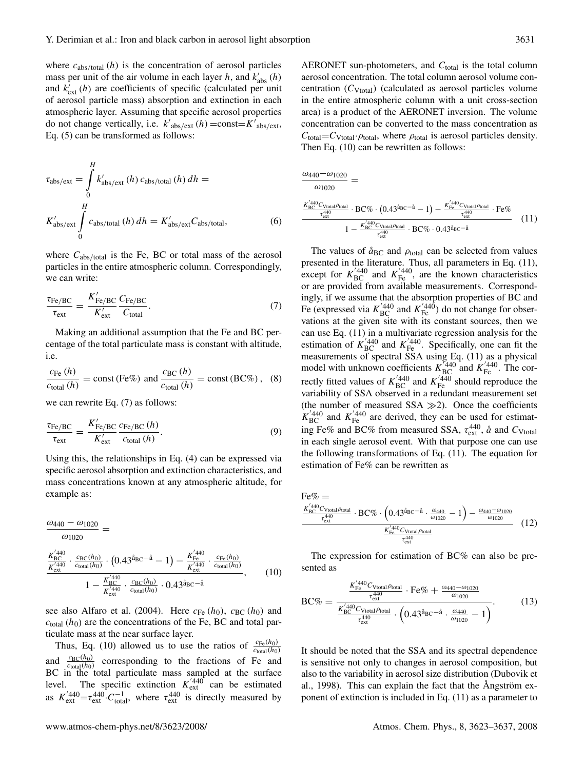where $c_{\text{abs/total}}(h)$ is the concentration of aerosol particles mass per unit of the air volume in each layer $h$, and $k'_{\text{abs}}(h)$ and $k'_{\text{ext}}(h)$ are coefficients of specific (calculated per unit of aerosol particle mass) absorption and extinction in each atmospheric layer. Assuming that specific aerosol properties do not change vertically, i.e. $k'_{\text{abs/ext}}(h) = \text{const} = K'_{\text{abs/ext}}$, Eq. (5) can be transformed as follows:

$$\tau_{\text{abs/ext}} = \int_0^H k'_{\text{abs/ext}}(h)\, c_{\text{abs/total}}(h)\, dh =$$
$$K'_{\text{abs/ext}} \int_0^H c_{\text{abs/total}}(h)\, dh = K'_{\text{abs/ext}} C_{\text{abs/total}}, \quad (6)$$

where $C_{\text{abs/total}}$ is the Fe, BC or total mass of the aerosol particles in the entire atmospheric column. Correspondingly, we can write:

$$\frac{\tau_{\text{Fe/BC}}}{\tau_{\text{ext}}} = \frac{K'_{\text{Fe/BC}}}{K'_{\text{ext}}} \frac{C_{\text{Fe/BC}}}{C_{\text{total}}}. \quad (7)$$

Making an additional assumption that the Fe and BC percentage of the total particulate mass is constant with altitude, i.e.

$$\frac{c_{\text{Fe}}(h)}{c_{\text{total}}(h)} = \text{const}\,(\text{Fe}\%) \text{ and } \frac{c_{\text{BC}}(h)}{c_{\text{total}}(h)} = \text{const}\,(\text{BC}\%), \quad (8)$$

we can rewrite Eq. (7) as follows:

$$\frac{\tau_{\text{Fe/BC}}}{\tau_{\text{ext}}} = \frac{K'_{\text{Fe/BC}}}{K'_{\text{ext}}} \frac{c_{\text{Fe/BC}}(h)}{c_{\text{total}}(h)}. \quad (9)$$

Using this, the relationships in Eq. (4) can be expressed via specific aerosol absorption and extinction characteristics, and mass concentrations known at any atmospheric altitude, for example as:

$$\frac{\omega_{440} - \omega_{1020}}{\omega_{1020}} =$$
$$\frac{\frac{K'^{440}_{\text{BC}}}{K'^{440}_{\text{ext}}} \cdot \frac{c_{\text{BC}}(h_0)}{c_{\text{total}}(h_0)} \cdot \left(0.43^{\mathring{a}_{\text{BC}} - \mathring{a}} - 1\right) - \frac{K'^{440}_{\text{Fe}}}{K'^{440}_{\text{ext}}} \cdot \frac{c_{\text{Fe}}(h_0)}{c_{\text{total}}(h_0)}}{1 - \frac{K'^{440}_{\text{BC}}}{K'^{440}_{\text{ext}}} \cdot \frac{c_{\text{BC}}(h_0)}{c_{\text{total}}(h_0)} \cdot 0.43^{\mathring{a}_{\text{BC}} - \mathring{a}}}, \quad (10)$$

see also Alfaro et al. (2004). Here $c_{\text{Fe}}(h_0)$, $c_{\text{BC}}(h_0)$ and $c_{\text{total}}(h_0)$ are the concentrations of the Fe, BC and total particulate mass at the near surface layer.

Thus, Eq. (10) allowed us to use the ratios of $\frac{c_{\text{Fe}}(h_0)}{c_{\text{total}}(h_0)}$ and $\frac{c_{\text{BC}}(h_0)}{c_{\text{total}}(h_0)}$ corresponding to the fractions of Fe and BC in the total particulate mass sampled at the surface level. The specific extinction $K'^{440}_{\text{ext}}$ can be estimated as $K'^{440}_{\text{ext}} = \tau^{440}_{\text{ext}} \cdot C^{-1}_{\text{total}}$, where $\tau^{440}_{\text{ext}}$ is directly measured by AERONET sun-photometers, and $C_{\text{total}}$ is the total column aerosol concentration. The total column aerosol volume concentration ($C_{\text{Vtotal}}$) (calculated as aerosol particles volume in the entire atmospheric column with a unit cross-section area) is a product of the AERONET inversion. The volume concentration can be converted to the mass concentration as $C_{\text{total}} = C_{\text{Vtotal}} \cdot \rho_{\text{total}}$, where $\rho_{\text{total}}$ is aerosol particles density. Then Eq. (10) can be rewritten as follows:

$$\frac{\omega_{440} - \omega_{1020}}{\omega_{1020}} =$$
$$\frac{\frac{K'^{440}_{\text{BC}} C_{\text{Vtotal}} \rho_{\text{total}}}{\tau^{440}_{\text{ext}}} \cdot \text{BC}\% \cdot \left(0.43^{\mathring{a}_{\text{BC}} - \mathring{a}} - 1\right) - \frac{K'^{440}_{\text{Fe}} C_{\text{Vtotal}} \rho_{\text{total}}}{\tau^{440}_{\text{ext}}} \cdot \text{Fe}\%}{1 - \frac{K'^{440}_{\text{BC}} C_{\text{Vtotal}} \rho_{\text{total}}}{\tau^{440}_{\text{ext}}} \cdot \text{BC}\% \cdot 0.43^{\mathring{a}_{\text{BC}} - \mathring{a}}} \quad (11)$$

The values of $\mathring{a}_{\text{BC}}$ and $\rho_{\text{total}}$ can be selected from values presented in the literature. Thus, all parameters in Eq. (11), except for $K'^{440}_{\text{BC}}$ and $K'^{440}_{\text{Fe}}$, are the known characteristics or are provided from available measurements. Correspondingly, if we assume that the absorption properties of BC and Fe (expressed via $K'^{440}_{\text{BC}}$ and $K'^{440}_{\text{Fe}}$) do not change for observations at the given site with its constant sources, then we can use Eq. (11) in a multivariate regression analysis for the estimation of $K'^{440}_{\text{BC}}$ and $K'^{440}_{\text{Fe}}$. Specifically, one can fit the measurements of spectral SSA using Eq. (11) as a physical model with unknown coefficients $K'^{440}_{\text{BC}}$ and $K'^{440}_{\text{Fe}}$. The correctly fitted values of $K'^{440}_{\text{BC}}$ and $K'^{440}_{\text{Fe}}$ should reproduce the variability of SSA observed in a redundant measurement set (the number of measured SSA $\gg 2$). Once the coefficients $K'^{440}_{\text{BC}}$ and $K'^{440}_{\text{Fe}}$ are derived, they can be used for estimating Fe% and BC% from measured SSA, $\tau^{440}_{\text{ext}}$, $\mathring{a}$ and $C_{\text{Vtotal}}$ in each single aerosol event. With that purpose one can use the following transformations of Eq. (11). The equation for estimation of Fe% can be rewritten as

$$\text{Fe}\% = \frac{\frac{K'^{440}_{\text{BC}} C_{\text{Vtotal}} \rho_{\text{total}}}{\tau^{440}_{\text{ext}}} \cdot \text{BC}\% \cdot \left(0.43^{\mathring{a}_{\text{BC}} - \mathring{a}} \cdot \frac{\omega_{440}}{\omega_{1020}} - 1\right) - \frac{\omega_{440} - \omega_{1020}}{\omega_{1020}}}{\frac{K'^{440}_{\text{Fe}} C_{\text{Vtotal}} \rho_{\text{total}}}{\tau^{440}_{\text{ext}}}} \quad (12)$$

The expression for estimation of BC% can also be presented as

$$\text{BC}\% = \frac{\frac{K'^{440}_{\text{Fe}} C_{\text{Vtotal}} \rho_{\text{total}}}{\tau^{440}_{\text{ext}}} \cdot \text{Fe}\% + \frac{\omega_{440} - \omega_{1020}}{\omega_{1020}}}{\frac{K'^{440}_{\text{BC}} C_{\text{Vtotal}} \rho_{\text{total}}}{\tau^{440}_{\text{ext}}} \cdot \left(0.43^{\mathring{a}_{\text{BC}} - \mathring{a}} \cdot \frac{\omega_{440}}{\omega_{1020}} - 1\right)}. \quad (13)$$

It should be noted that the SSA and its spectral dependence is sensitive not only to changes in aerosol composition, but also to the variability in aerosol size distribution (Dubovik et al., 1998). This can explain the fact that the Ångström exponent of extinction is included in Eq. (11) as a parameter to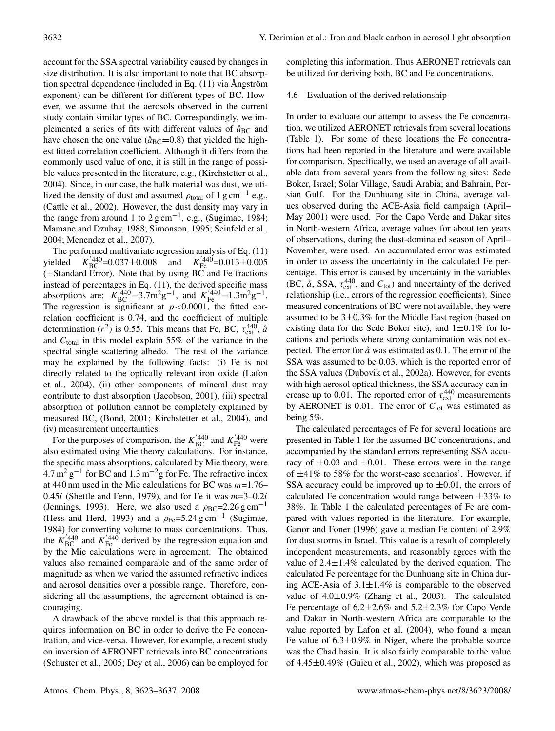account for the SSA spectral variability caused by changes in size distribution. It is also important to note that BC absorption spectral dependence (included in Eq. (11) via Ångström exponent) can be different for different types of BC. However, we assume that the aerosols observed in the current study contain similar types of BC. Correspondingly, we implemented a series of fits with different values of $\mathring{a}_{BC}$ and have chosen the one value ($\mathring{a}_{BC}$=0.8) that yielded the highest fitted correlation coefficient. Although it differs from the commonly used value of one, it is still in the range of possible values presented in the literature, e.g., (Kirchstetter et al., 2004). Since, in our case, the bulk material was dust, we utilized the density of dust and assumed $\rho_{total}$ of 1 g cm$^{-1}$ e.g., (Cattle et al., 2002). However, the dust density may vary in the range from around 1 to 2 g cm$^{-1}$, e.g., (Sugimae, 1984; Mamane and Dzubay, 1988; Simonson, 1995; Seinfeld et al., 2004; Menendez et al., 2007).

The performed multivariate regression analysis of Eq. (11) yielded $K_{BC}^{'440}$=0.037±0.008 and $K_{Fe}^{'440}$=0.013±0.005 (±Standard Error). Note that by using BC and Fe fractions instead of percentages in Eq. (11), the derived specific mass absorptions are: $K_{BC}^{'440}$=3.7m$^2$g$^{-1}$, and $K_{Fe}^{'440}$=1.3m$^2$g$^{-1}$. The regression is significant at $p<0.0001$, the fitted correlation coefficient is 0.74, and the coefficient of multiple determination ($r^2$) is 0.55. This means that Fe, BC, $\tau_{ext}^{440}$, $\mathring{a}$ and $C_{total}$ in this model explain 55% of the variance in the spectral single scattering albedo. The rest of the variance may be explained by the following facts: (i) Fe is not directly related to the optically relevant iron oxide (Lafon et al., 2004), (ii) other components of mineral dust may contribute to dust absorption (Jacobson, 2001), (iii) spectral absorption of pollution cannot be completely explained by measured BC, (Bond, 2001; Kirchstetter et al., 2004), and (iv) measurement uncertainties.

For the purposes of comparison, the $K_{BC}^{'440}$ and $K_{Fe}^{'440}$ were also estimated using Mie theory calculations. For instance, the specific mass absorptions, calculated by Mie theory, were 4.7 m$^2$ g$^{-1}$ for BC and 1.3 m$^{-2}$g for Fe. The refractive index at 440 nm used in the Mie calculations for BC was $m$=1.76–0.45$i$ (Shettle and Fenn, 1979), and for Fe it was $m$=3–0.2$i$ (Jennings, 1993). Here, we also used a $\rho_{BC}$=2.26 g cm$^{-1}$ (Hess and Herd, 1993) and a $\rho_{Fe}$=5.24 g cm$^{-1}$ (Sugimae, 1984) for converting volume to mass concentrations. Thus, the $K_{BC}^{'440}$ and $K_{Fe}^{'440}$ derived by the regression equation and by the Mie calculations were in agreement. The obtained values also remained comparable and of the same order of magnitude as when we varied the assumed refractive indices and aerosol densities over a possible range. Therefore, considering all the assumptions, the agreement obtained is encouraging.

A drawback of the above model is that this approach requires information on BC in order to derive the Fe concentration, and vice-versa. However, for example, a recent study on inversion of AERONET retrievals into BC concentrations (Schuster et al., 2005; Dey et al., 2006) can be employed for completing this information. Thus AERONET retrievals can be utilized for deriving both, BC and Fe concentrations.

### 4.6 Evaluation of the derived relationship

In order to evaluate our attempt to assess the Fe concentration, we utilized AERONET retrievals from several locations (Table 1). For some of these locations the Fe concentrations had been reported in the literature and were available for comparison. Specifically, we used an average of all available data from several years from the following sites: Sede Boker, Israel; Solar Village, Saudi Arabia; and Bahrain, Persian Gulf. For the Dunhuang site in China, average values observed during the ACE-Asia field campaign (April–May 2001) were used. For the Capo Verde and Dakar sites in North-western Africa, average values for about ten years of observations, during the dust-dominated season of April–November, were used. An accumulated error was estimated in order to assess the uncertainty in the calculated Fe percentage. This error is caused by uncertainty in the variables (BC, $\mathring{a}$, SSA, $\tau_{ext}^{440}$, and $C_{tot}$) and uncertainty of the derived relationship (i.e., errors of the regression coefficients). Since measured concentrations of BC were not available, they were assumed to be 3±0.3% for the Middle East region (based on existing data for the Sede Boker site), and 1±0.1% for locations and periods where strong contamination was not expected. The error for $\mathring{a}$ was estimated as 0.1. The error of the SSA was assumed to be 0.03, which is the reported error of the SSA values (Dubovik et al., 2002a). However, for events with high aerosol optical thickness, the SSA accuracy can increase up to 0.01. The reported error of $\tau_{ext}^{440}$ measurements by AERONET is 0.01. The error of $C_{tot}$ was estimated as being 5%.

The calculated percentages of Fe for several locations are presented in Table 1 for the assumed BC concentrations, and accompanied by the standard errors representing SSA accuracy of ±0.03 and ±0.01. These errors were in the range of ±41% to 58% for the worst-case scenarios'. However, if SSA accuracy could be improved up to ±0.01, the errors of calculated Fe concentration would range between ±33% to 38%. In Table 1 the calculated percentages of Fe are compared with values reported in the literature. For example, Ganor and Foner (1996) gave a median Fe content of 2.9% for dust storms in Israel. This value is a result of completely independent measurements, and reasonably agrees with the value of 2.4±1.4% calculated by the derived equation. The calculated Fe percentage for the Dunhuang site in China during ACE-Asia of 3.1±1.4% is comparable to the observed value of 4.0±0.9% (Zhang et al., 2003). The calculated Fe percentage of 6.2±2.6% and 5.2±2.3% for Capo Verde and Dakar in North-western Africa are comparable to the value reported by Lafon et al. (2004), who found a mean Fe value of 6.3±0.9% in Niger, where the probable source was the Chad basin. It is also fairly comparable to the value of 4.45±0.49% (Guieu et al., 2002), which was proposed as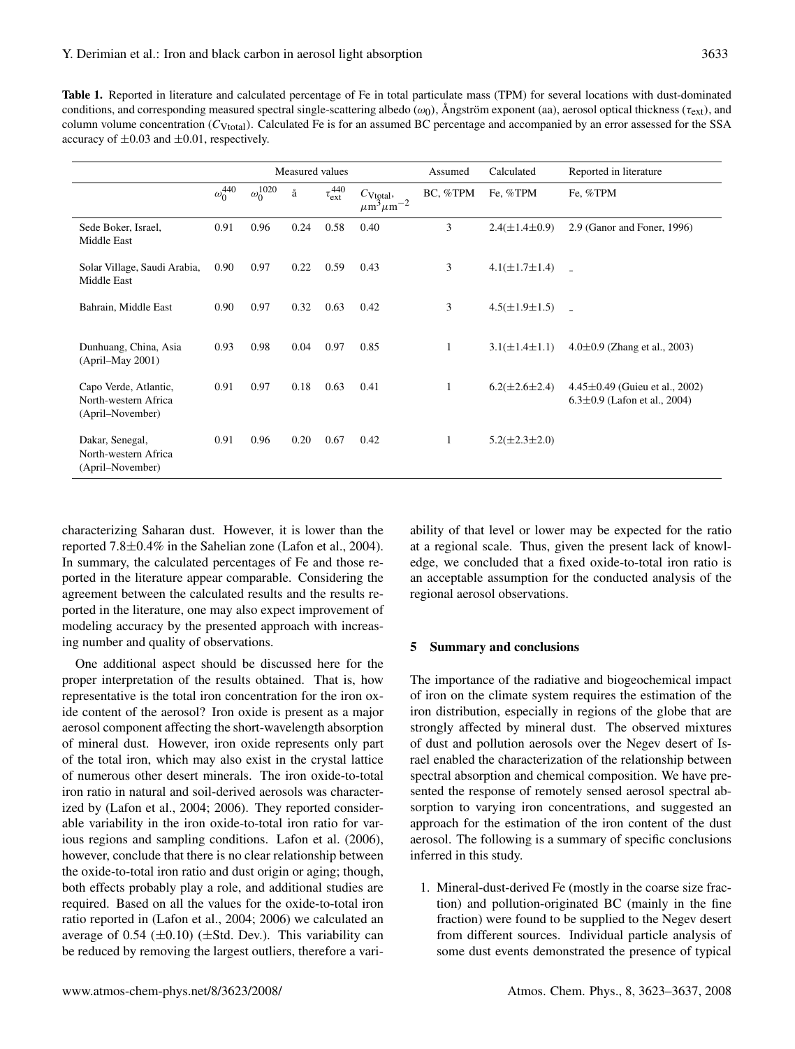**Table 1.** Reported in literature and calculated percentage of Fe in total particulate mass (TPM) for several locations with dust-dominated conditions, and corresponding measured spectral single-scattering albedo ($\omega_0$), Ångström exponent (aa), aerosol optical thickness ($\tau_{ext}$), and column volume concentration ($C_{Vtotal}$). Calculated Fe is for an assumed BC percentage and accompanied by an error assessed for the SSA accuracy of ±0.03 and ±0.01, respectively.

| | Measured values | | | | | Assumed | Calculated | Reported in literature |
|---|---|---|---|---|---|---|---|---|
| | $\omega_0^{440}$ | $\omega_0^{1020}$ | å | $\tau_{ext}^{440}$ | $C_{Vtotal}$, $\mu m^3 \mu m^{-2}$ | BC, %TPM | Fe, %TPM | Fe, %TPM |
| Sede Boker, Israel, Middle East | 0.91 | 0.96 | 0.24 | 0.58 | 0.40 | 3 | 2.4(±1.4±0.9) | 2.9 (Ganor and Foner, 1996) |
| Solar Village, Saudi Arabia, Middle East | 0.90 | 0.97 | 0.22 | 0.59 | 0.43 | 3 | 4.1(±1.7±1.4) | – |
| Bahrain, Middle East | 0.90 | 0.97 | 0.32 | 0.63 | 0.42 | 3 | 4.5(±1.9±1.5) | – |
| Dunhuang, China, Asia (April–May 2001) | 0.93 | 0.98 | 0.04 | 0.97 | 0.85 | 1 | 3.1(±1.4±1.1) | 4.0±0.9 (Zhang et al., 2003) |
| Capo Verde, Atlantic, North-western Africa (April–November) | 0.91 | 0.97 | 0.18 | 0.63 | 0.41 | 1 | 6.2(±2.6±2.4) | 4.45±0.49 (Guieu et al., 2002) 6.3±0.9 (Lafon et al., 2004) |
| Dakar, Senegal, North-western Africa (April–November) | 0.91 | 0.96 | 0.20 | 0.67 | 0.42 | 1 | 5.2(±2.3±2.0) | |

characterizing Saharan dust. However, it is lower than the reported 7.8±0.4% in the Sahelian zone (Lafon et al., 2004). In summary, the calculated percentages of Fe and those reported in the literature appear comparable. Considering the agreement between the calculated results and the results reported in the literature, one may also expect improvement of modeling accuracy by the presented approach with increasing number and quality of observations.

One additional aspect should be discussed here for the proper interpretation of the results obtained. That is, how representative is the total iron concentration for the iron oxide content of the aerosol? Iron oxide is present as a major aerosol component affecting the short-wavelength absorption of mineral dust. However, iron oxide represents only part of the total iron, which may also exist in the crystal lattice of numerous other desert minerals. The iron oxide-to-total iron ratio in natural and soil-derived aerosols was characterized by (Lafon et al., 2004; 2006). They reported considerable variability in the iron oxide-to-total iron ratio for various regions and sampling conditions. Lafon et al. (2006), however, conclude that there is no clear relationship between the oxide-to-total iron ratio and dust origin or aging; though, both effects probably play a role, and additional studies are required. Based on all the values for the oxide-to-total iron ratio reported in (Lafon et al., 2004; 2006) we calculated an average of 0.54 (±0.10) (±Std. Dev.). This variability can be reduced by removing the largest outliers, therefore a variability of that level or lower may be expected for the ratio at a regional scale. Thus, given the present lack of knowledge, we concluded that a fixed oxide-to-total iron ratio is an acceptable assumption for the conducted analysis of the regional aerosol observations.

## 5 Summary and conclusions

The importance of the radiative and biogeochemical impact of iron on the climate system requires the estimation of the iron distribution, especially in regions of the globe that are strongly affected by mineral dust. The observed mixtures of dust and pollution aerosols over the Negev desert of Israel enabled the characterization of the relationship between spectral absorption and chemical composition. We have presented the response of remotely sensed aerosol spectral absorption to varying iron concentrations, and suggested an approach for the estimation of the iron content of the dust aerosol. The following is a summary of specific conclusions inferred in this study.

1. Mineral-dust-derived Fe (mostly in the coarse size fraction) and pollution-originated BC (mainly in the fine fraction) were found to be supplied to the Negev desert from different sources. Individual particle analysis of some dust events demonstrated the presence of typical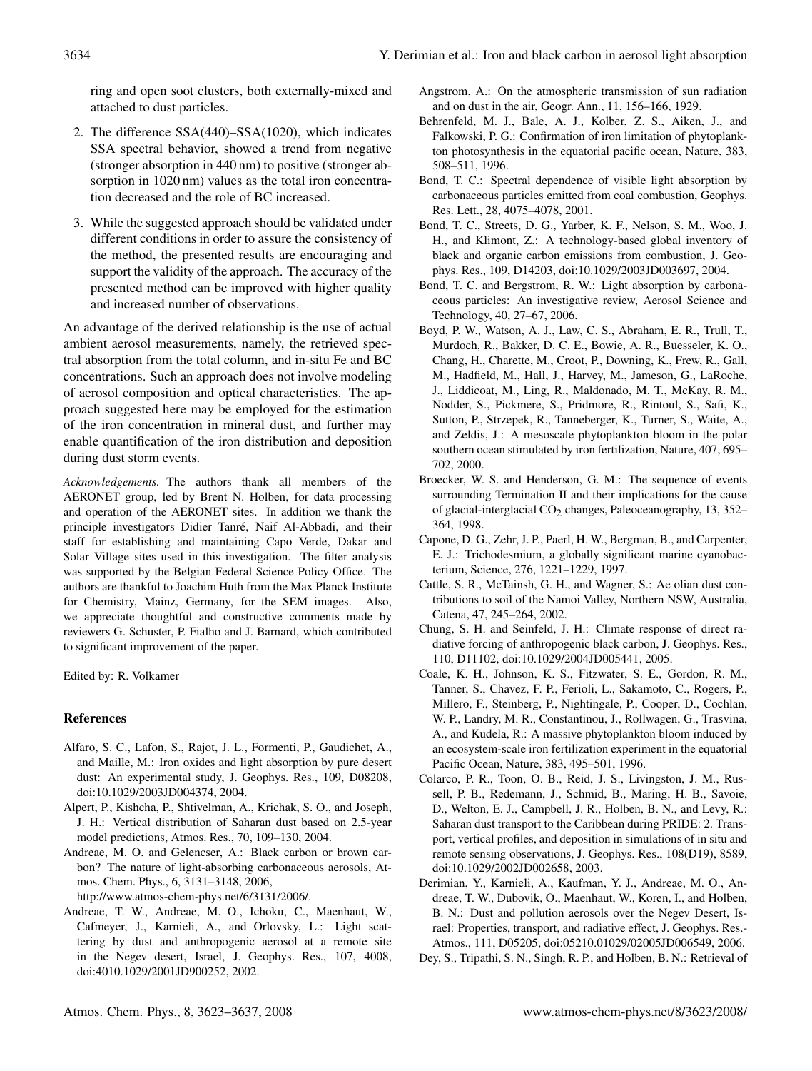ring and open soot clusters, both externally-mixed and attached to dust particles.

2. The difference SSA(440)–SSA(1020), which indicates SSA spectral behavior, showed a trend from negative (stronger absorption in 440 nm) to positive (stronger absorption in 1020 nm) values as the total iron concentration decreased and the role of BC increased.

3. While the suggested approach should be validated under different conditions in order to assure the consistency of the method, the presented results are encouraging and support the validity of the approach. The accuracy of the presented method can be improved with higher quality and increased number of observations.

An advantage of the derived relationship is the use of actual ambient aerosol measurements, namely, the retrieved spectral absorption from the total column, and in-situ Fe and BC concentrations. Such an approach does not involve modeling of aerosol composition and optical characteristics. The approach suggested here may be employed for the estimation of the iron concentration in mineral dust, and further may enable quantification of the iron distribution and deposition during dust storm events.

*Acknowledgements.* The authors thank all members of the AERONET group, led by Brent N. Holben, for data processing and operation of the AERONET sites. In addition we thank the principle investigators Didier Tanré, Naif Al-Abbadi, and their staff for establishing and maintaining Capo Verde, Dakar and Solar Village sites used in this investigation. The filter analysis was supported by the Belgian Federal Science Policy Office. The authors are thankful to Joachim Huth from the Max Planck Institute for Chemistry, Mainz, Germany, for the SEM images. Also, we appreciate thoughtful and constructive comments made by reviewers G. Schuster, P. Fialho and J. Barnard, which contributed to significant improvement of the paper.

Edited by: R. Volkamer

## References

Alfaro, S. C., Lafon, S., Rajot, J. L., Formenti, P., Gaudichet, A., and Maille, M.: Iron oxides and light absorption by pure desert dust: An experimental study, J. Geophys. Res., 109, D08208, doi:10.1029/2003JD004374, 2004.

Alpert, P., Kishcha, P., Shtivelman, A., Krichak, S. O., and Joseph, J. H.: Vertical distribution of Saharan dust based on 2.5-year model predictions, Atmos. Res., 70, 109–130, 2004.

Andreae, M. O. and Gelencser, A.: Black carbon or brown carbon? The nature of light-absorbing carbonaceous aerosols, Atmos. Chem. Phys., 6, 3131–3148, 2006, http://www.atmos-chem-phys.net/6/3131/2006/.

Andreae, T. W., Andreae, M. O., Ichoku, C., Maenhaut, W., Cafmeyer, J., Karnieli, A., and Orlovsky, L.: Light scattering by dust and anthropogenic aerosol at a remote site in the Negev desert, Israel, J. Geophys. Res., 107, 4008, doi:4010.1029/2001JD900252, 2002.

Angstrom, A.: On the atmospheric transmission of sun radiation and on dust in the air, Geogr. Ann., 11, 156–166, 1929.

Behrenfeld, M. J., Bale, A. J., Kolber, Z. S., Aiken, J., and Falkowski, P. G.: Confirmation of iron limitation of phytoplankton photosynthesis in the equatorial pacific ocean, Nature, 383, 508–511, 1996.

Bond, T. C.: Spectral dependence of visible light absorption by carbonaceous particles emitted from coal combustion, Geophys. Res. Lett., 28, 4075–4078, 2001.

Bond, T. C., Streets, D. G., Yarber, K. F., Nelson, S. M., Woo, J. H., and Klimont, Z.: A technology-based global inventory of black and organic carbon emissions from combustion, J. Geophys. Res., 109, D14203, doi:10.1029/2003JD003697, 2004.

Bond, T. C. and Bergstrom, R. W.: Light absorption by carbonaceous particles: An investigative review, Aerosol Science and Technology, 40, 27–67, 2006.

Boyd, P. W., Watson, A. J., Law, C. S., Abraham, E. R., Trull, T., Murdoch, R., Bakker, D. C. E., Bowie, A. R., Buesseler, K. O., Chang, H., Charette, M., Croot, P., Downing, K., Frew, R., Gall, M., Hadfield, M., Hall, J., Harvey, M., Jameson, G., LaRoche, J., Liddicoat, M., Ling, R., Maldonado, M. T., McKay, R. M., Nodder, S., Pickmere, S., Pridmore, R., Rintoul, S., Safi, K., Sutton, P., Strzepek, R., Tanneberger, K., Turner, S., Waite, A., and Zeldis, J.: A mesoscale phytoplankton bloom in the polar southern ocean stimulated by iron fertilization, Nature, 407, 695–702, 2000.

Broecker, W. S. and Henderson, G. M.: The sequence of events surrounding Termination II and their implications for the cause of glacial-interglacial $CO_2$ changes, Paleoceanography, 13, 352–364, 1998.

Capone, D. G., Zehr, J. P., Paerl, H. W., Bergman, B., and Carpenter, E. J.: Trichodesmium, a globally significant marine cyanobacterium, Science, 276, 1221–1229, 1997.

Cattle, S. R., McTainsh, G. H., and Wagner, S.: Ae olian dust contributions to soil of the Namoi Valley, Northern NSW, Australia, Catena, 47, 245–264, 2002.

Chung, S. H. and Seinfeld, J. H.: Climate response of direct radiative forcing of anthropogenic black carbon, J. Geophys. Res., 110, D11102, doi:10.1029/2004JD005441, 2005.

Coale, K. H., Johnson, K. S., Fitzwater, S. E., Gordon, R. M., Tanner, S., Chavez, F. P., Ferioli, L., Sakamoto, C., Rogers, P., Millero, F., Steinberg, P., Nightingale, P., Cooper, D., Cochlan, W. P., Landry, M. R., Constantinou, J., Rollwagen, G., Trasvina, A., and Kudela, R.: A massive phytoplankton bloom induced by an ecosystem-scale iron fertilization experiment in the equatorial Pacific Ocean, Nature, 383, 495–501, 1996.

Colarco, P. R., Toon, O. B., Reid, J. S., Livingston, J. M., Russell, P. B., Redemann, J., Schmid, B., Maring, H. B., Savoie, D., Welton, E. J., Campbell, J. R., Holben, B. N., and Levy, R.: Saharan dust transport to the Caribbean during PRIDE: 2. Transport, vertical profiles, and deposition in simulations of in situ and remote sensing observations, J. Geophys. Res., 108(D19), 8589, doi:10.1029/2002JD002658, 2003.

Derimian, Y., Karnieli, A., Kaufman, Y. J., Andreae, M. O., Andreae, T. W., Dubovik, O., Maenhaut, W., Koren, I., and Holben, B. N.: Dust and pollution aerosols over the Negev Desert, Israel: Properties, transport, and radiative effect, J. Geophys. Res.-Atmos., 111, D05205, doi:05210.01029/02005JD006549, 2006.

Dey, S., Tripathi, S. N., Singh, R. P., and Holben, B. N.: Retrieval of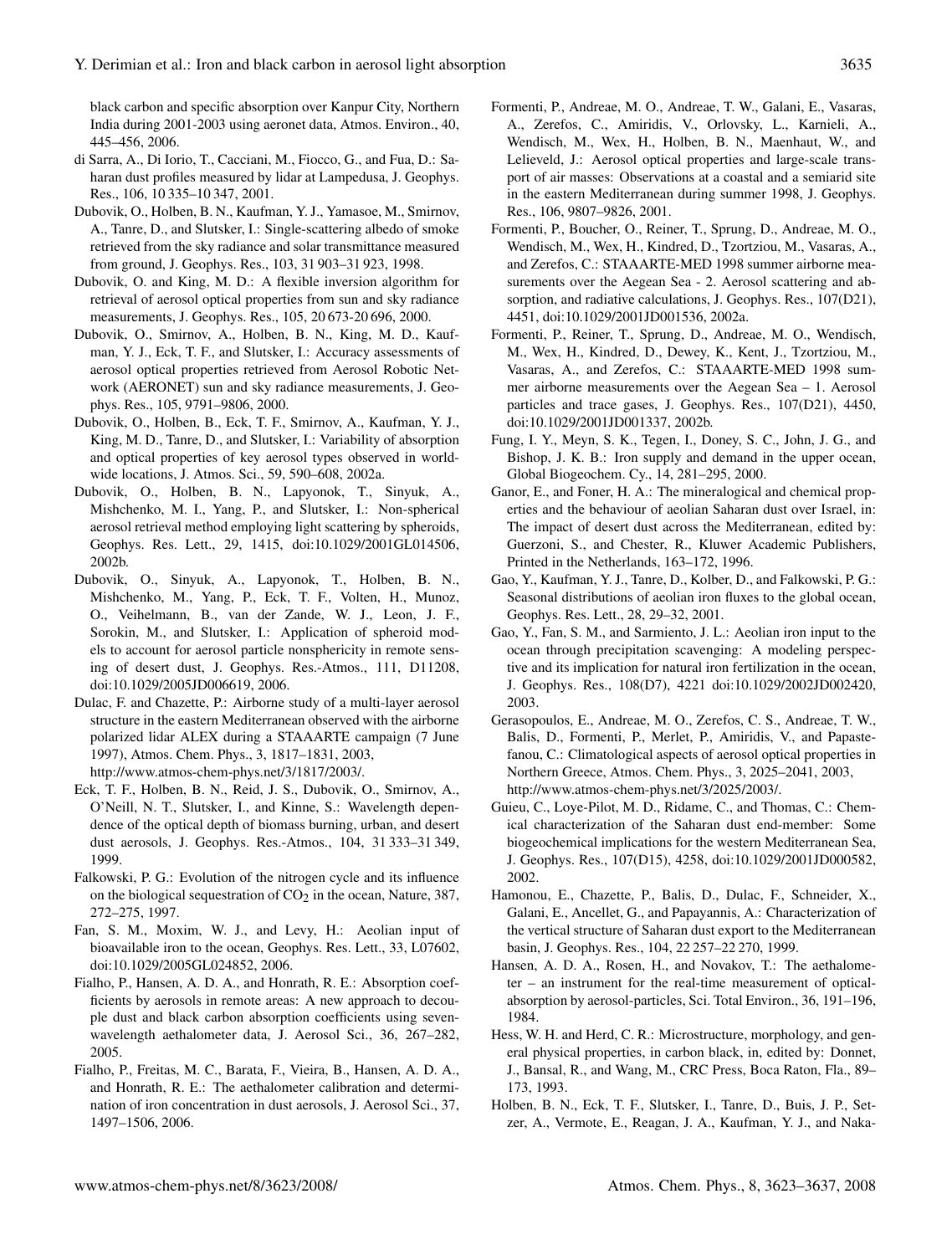black carbon and specific absorption over Kanpur City, Northern India during 2001-2003 using aeronet data, Atmos. Environ., 40, 445–456, 2006.

di Sarra, A., Di Iorio, T., Cacciani, M., Fiocco, G., and Fua, D.: Saharan dust profiles measured by lidar at Lampedusa, J. Geophys. Res., 106, 10 335–10 347, 2001.

Dubovik, O., Holben, B. N., Kaufman, Y. J., Yamasoe, M., Smirnov, A., Tanre, D., and Slutsker, I.: Single-scattering albedo of smoke retrieved from the sky radiance and solar transmittance measured from ground, J. Geophys. Res., 103, 31 903–31 923, 1998.

Dubovik, O. and King, M. D.: A flexible inversion algorithm for retrieval of aerosol optical properties from sun and sky radiance measurements, J. Geophys. Res., 105, 20 673-20 696, 2000.

Dubovik, O., Smirnov, A., Holben, B. N., King, M. D., Kaufman, Y. J., Eck, T. F., and Slutsker, I.: Accuracy assessments of aerosol optical properties retrieved from Aerosol Robotic Network (AERONET) sun and sky radiance measurements, J. Geophys. Res., 105, 9791–9806, 2000.

Dubovik, O., Holben, B., Eck, T. F., Smirnov, A., Kaufman, Y. J., King, M. D., Tanre, D., and Slutsker, I.: Variability of absorption and optical properties of key aerosol types observed in worldwide locations, J. Atmos. Sci., 59, 590–608, 2002a.

Dubovik, O., Holben, B. N., Lapyonok, T., Sinyuk, A., Mishchenko, M. I., Yang, P., and Slutsker, I.: Non-spherical aerosol retrieval method employing light scattering by spheroids, Geophys. Res. Lett., 29, 1415, doi:10.1029/2001GL014506, 2002b.

Dubovik, O., Sinyuk, A., Lapyonok, T., Holben, B. N., Mishchenko, M., Yang, P., Eck, T. F., Volten, H., Munoz, O., Veihelmann, B., van der Zande, W. J., Leon, J. F., Sorokin, M., and Slutsker, I.: Application of spheroid models to account for aerosol particle nonsphericity in remote sensing of desert dust, J. Geophys. Res.-Atmos., 111, D11208, doi:10.1029/2005JD006619, 2006.

Dulac, F. and Chazette, P.: Airborne study of a multi-layer aerosol structure in the eastern Mediterranean observed with the airborne polarized lidar ALEX during a STAAARTE campaign (7 June 1997), Atmos. Chem. Phys., 3, 1817–1831, 2003, http://www.atmos-chem-phys.net/3/1817/2003/.

Eck, T. F., Holben, B. N., Reid, J. S., Dubovik, O., Smirnov, A., O'Neill, N. T., Slutsker, I., and Kinne, S.: Wavelength dependence of the optical depth of biomass burning, urban, and desert dust aerosols, J. Geophys. Res.-Atmos., 104, 31 333–31 349, 1999.

Falkowski, P. G.: Evolution of the nitrogen cycle and its influence on the biological sequestration of $CO_2$ in the ocean, Nature, 387, 272–275, 1997.

Fan, S. M., Moxim, W. J., and Levy, H.: Aeolian input of bioavailable iron to the ocean, Geophys. Res. Lett., 33, L07602, doi:10.1029/2005GL024852, 2006.

Fialho, P., Hansen, A. D. A., and Honrath, R. E.: Absorption coefficients by aerosols in remote areas: A new approach to decouple dust and black carbon absorption coefficients using seven-wavelength aethalometer data, J. Aerosol Sci., 36, 267–282, 2005.

Fialho, P., Freitas, M. C., Barata, F., Vieira, B., Hansen, A. D. A., and Honrath, R. E.: The aethalometer calibration and determination of iron concentration in dust aerosols, J. Aerosol Sci., 37, 1497–1506, 2006.

Formenti, P., Andreae, M. O., Andreae, T. W., Galani, E., Vasaras, A., Zerefos, C., Amiridis, V., Orlovsky, L., Karnieli, A., Wendisch, M., Wex, H., Holben, B. N., Maenhaut, W., and Lelieveld, J.: Aerosol optical properties and large-scale transport of air masses: Observations at a coastal and a semiarid site in the eastern Mediterranean during summer 1998, J. Geophys. Res., 106, 9807–9826, 2001.

Formenti, P., Boucher, O., Reiner, T., Sprung, D., Andreae, M. O., Wendisch, M., Wex, H., Kindred, D., Tzortziou, M., Vasaras, A., and Zerefos, C.: STAAARTE-MED 1998 summer airborne measurements over the Aegean Sea - 2. Aerosol scattering and absorption, and radiative calculations, J. Geophys. Res., 107(D21), 4451, doi:10.1029/2001JD001536, 2002a.

Formenti, P., Reiner, T., Sprung, D., Andreae, M. O., Wendisch, M., Wex, H., Kindred, D., Dewey, K., Kent, J., Tzortziou, M., Vasaras, A., and Zerefos, C.: STAAARTE-MED 1998 summer airborne measurements over the Aegean Sea – 1. Aerosol particles and trace gases, J. Geophys. Res., 107(D21), 4450, doi:10.1029/2001JD001337, 2002b.

Fung, I. Y., Meyn, S. K., Tegen, I., Doney, S. C., John, J. G., and Bishop, J. K. B.: Iron supply and demand in the upper ocean, Global Biogeochem. Cy., 14, 281–295, 2000.

Ganor, E., and Foner, H. A.: The mineralogical and chemical properties and the behaviour of aeolian Saharan dust over Israel, in: The impact of desert dust across the Mediterranean, edited by: Guerzoni, S., and Chester, R., Kluwer Academic Publishers, Printed in the Netherlands, 163–172, 1996.

Gao, Y., Kaufman, Y. J., Tanre, D., Kolber, D., and Falkowski, P. G.: Seasonal distributions of aeolian iron fluxes to the global ocean, Geophys. Res. Lett., 28, 29–32, 2001.

Gao, Y., Fan, S. M., and Sarmiento, J. L.: Aeolian iron input to the ocean through precipitation scavenging: A modeling perspective and its implication for natural iron fertilization in the ocean, J. Geophys. Res., 108(D7), 4221 doi:10.1029/2002JD002420, 2003.

Gerasopoulos, E., Andreae, M. O., Zerefos, C. S., Andreae, T. W., Balis, D., Formenti, P., Merlet, P., Amiridis, V., and Papastefanou, C.: Climatological aspects of aerosol optical properties in Northern Greece, Atmos. Chem. Phys., 3, 2025–2041, 2003, http://www.atmos-chem-phys.net/3/2025/2003/.

Guieu, C., Loye-Pilot, M. D., Ridame, C., and Thomas, C.: Chemical characterization of the Saharan dust end-member: Some biogeochemical implications for the western Mediterranean Sea, J. Geophys. Res., 107(D15), 4258, doi:10.1029/2001JD000582, 2002.

Hamonou, E., Chazette, P., Balis, D., Dulac, F., Schneider, X., Galani, E., Ancellet, G., and Papayannis, A.: Characterization of the vertical structure of Saharan dust export to the Mediterranean basin, J. Geophys. Res., 104, 22 257–22 270, 1999.

Hansen, A. D. A., Rosen, H., and Novakov, T.: The aethalometer – an instrument for the real-time measurement of optical-absorption by aerosol-particles, Sci. Total Environ., 36, 191–196, 1984.

Hess, W. H. and Herd, C. R.: Microstructure, morphology, and general physical properties, in carbon black, in, edited by: Donnet, J., Bansal, R., and Wang, M., CRC Press, Boca Raton, Fla., 89–173, 1993.

Holben, B. N., Eck, T. F., Slutsker, I., Tanre, D., Buis, J. P., Setzer, A., Vermote, E., Reagan, J. A., Kaufman, Y. J., and Naka-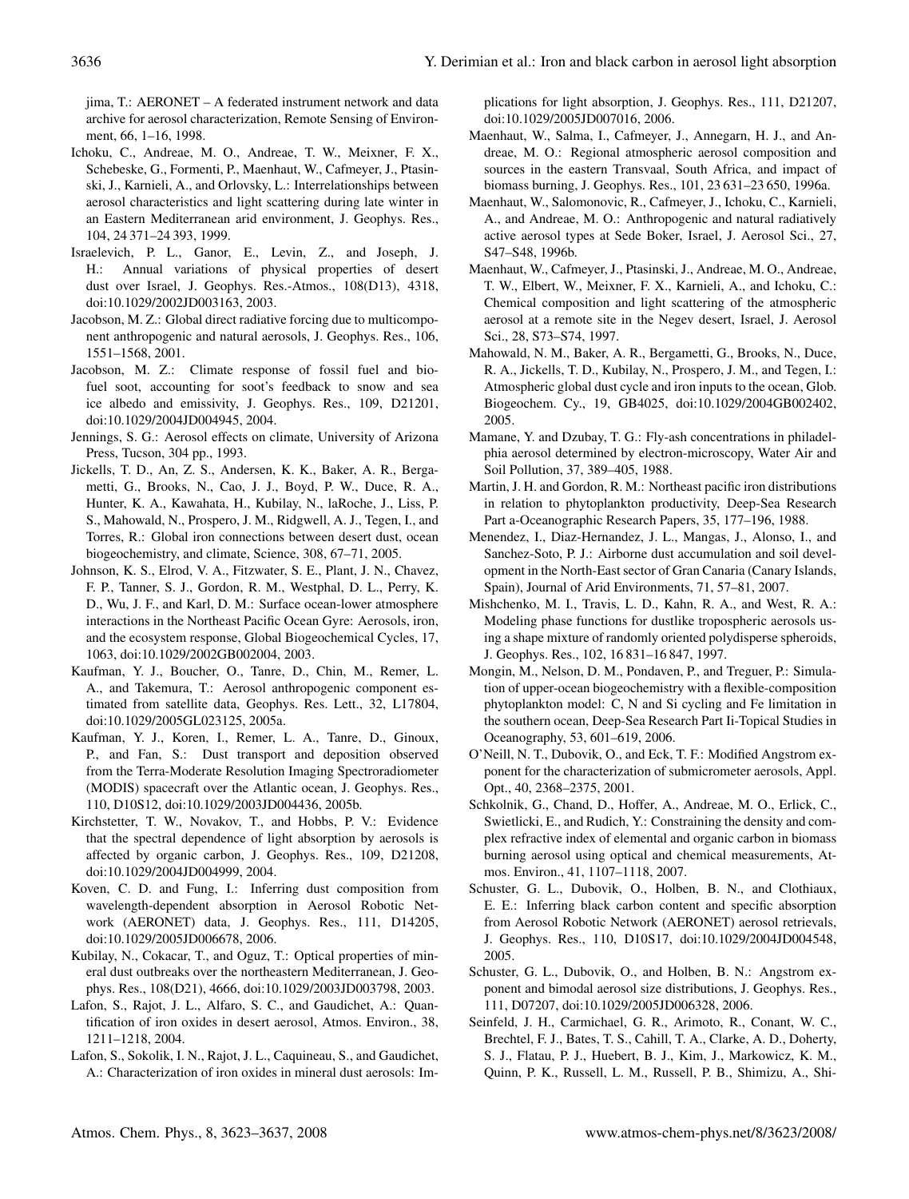jima, T.: AERONET – A federated instrument network and data archive for aerosol characterization, Remote Sensing of Environment, 66, 1–16, 1998.

Ichoku, C., Andreae, M. O., Andreae, T. W., Meixner, F. X., Schebeske, G., Formenti, P., Maenhaut, W., Cafmeyer, J., Ptasinski, J., Karnieli, A., and Orlovsky, L.: Interrelationships between aerosol characteristics and light scattering during late winter in an Eastern Mediterranean arid environment, J. Geophys. Res., 104, 24 371–24 393, 1999.

Israelevich, P. L., Ganor, E., Levin, Z., and Joseph, J. H.: Annual variations of physical properties of desert dust over Israel, J. Geophys. Res.-Atmos., 108(D13), 4318, doi:10.1029/2002JD003163, 2003.

Jacobson, M. Z.: Global direct radiative forcing due to multicomponent anthropogenic and natural aerosols, J. Geophys. Res., 106, 1551–1568, 2001.

Jacobson, M. Z.: Climate response of fossil fuel and biofuel soot, accounting for soot's feedback to snow and sea ice albedo and emissivity, J. Geophys. Res., 109, D21201, doi:10.1029/2004JD004945, 2004.

Jennings, S. G.: Aerosol effects on climate, University of Arizona Press, Tucson, 304 pp., 1993.

Jickells, T. D., An, Z. S., Andersen, K. K., Baker, A. R., Bergametti, G., Brooks, N., Cao, J. J., Boyd, P. W., Duce, R. A., Hunter, K. A., Kawahata, H., Kubilay, N., laRoche, J., Liss, P. S., Mahowald, N., Prospero, J. M., Ridgwell, A. J., Tegen, I., and Torres, R.: Global iron connections between desert dust, ocean biogeochemistry, and climate, Science, 308, 67–71, 2005.

Johnson, K. S., Elrod, V. A., Fitzwater, S. E., Plant, J. N., Chavez, F. P., Tanner, S. J., Gordon, R. M., Westphal, D. L., Perry, K. D., Wu, J. F., and Karl, D. M.: Surface ocean-lower atmosphere interactions in the Northeast Pacific Ocean Gyre: Aerosols, iron, and the ecosystem response, Global Biogeochemical Cycles, 17, 1063, doi:10.1029/2002GB002004, 2003.

Kaufman, Y. J., Boucher, O., Tanre, D., Chin, M., Remer, L. A., and Takemura, T.: Aerosol anthropogenic component estimated from satellite data, Geophys. Res. Lett., 32, L17804, doi:10.1029/2005GL023125, 2005a.

Kaufman, Y. J., Koren, I., Remer, L. A., Tanre, D., Ginoux, P., and Fan, S.: Dust transport and deposition observed from the Terra-Moderate Resolution Imaging Spectroradiometer (MODIS) spacecraft over the Atlantic ocean, J. Geophys. Res., 110, D10S12, doi:10.1029/2003JD004436, 2005b.

Kirchstetter, T. W., Novakov, T., and Hobbs, P. V.: Evidence that the spectral dependence of light absorption by aerosols is affected by organic carbon, J. Geophys. Res., 109, D21208, doi:10.1029/2004JD004999, 2004.

Koven, C. D. and Fung, I.: Inferring dust composition from wavelength-dependent absorption in Aerosol Robotic Network (AERONET) data, J. Geophys. Res., 111, D14205, doi:10.1029/2005JD006678, 2006.

Kubilay, N., Cokacar, T., and Oguz, T.: Optical properties of mineral dust outbreaks over the northeastern Mediterranean, J. Geophys. Res., 108(D21), 4666, doi:10.1029/2003JD003798, 2003.

Lafon, S., Rajot, J. L., Alfaro, S. C., and Gaudichet, A.: Quantification of iron oxides in desert aerosol, Atmos. Environ., 38, 1211–1218, 2004.

Lafon, S., Sokolik, I. N., Rajot, J. L., Caquineau, S., and Gaudichet, A.: Characterization of iron oxides in mineral dust aerosols: Implications for light absorption, J. Geophys. Res., 111, D21207, doi:10.1029/2005JD007016, 2006.

Maenhaut, W., Salma, I., Cafmeyer, J., Annegarn, H. J., and Andreae, M. O.: Regional atmospheric aerosol composition and sources in the eastern Transvaal, South Africa, and impact of biomass burning, J. Geophys. Res., 101, 23 631–23 650, 1996a.

Maenhaut, W., Salomonovic, R., Cafmeyer, J., Ichoku, C., Karnieli, A., and Andreae, M. O.: Anthropogenic and natural radiatively active aerosol types at Sede Boker, Israel, J. Aerosol Sci., 27, S47–S48, 1996b.

Maenhaut, W., Cafmeyer, J., Ptasinski, J., Andreae, M. O., Andreae, T. W., Elbert, W., Meixner, F. X., Karnieli, A., and Ichoku, C.: Chemical composition and light scattering of the atmospheric aerosol at a remote site in the Negev desert, Israel, J. Aerosol Sci., 28, S73–S74, 1997.

Mahowald, N. M., Baker, A. R., Bergametti, G., Brooks, N., Duce, R. A., Jickells, T. D., Kubilay, N., Prospero, J. M., and Tegen, I.: Atmospheric global dust cycle and iron inputs to the ocean, Glob. Biogeochem. Cy., 19, GB4025, doi:10.1029/2004GB002402, 2005.

Mamane, Y. and Dzubay, T. G.: Fly-ash concentrations in philadelphia aerosol determined by electron-microscopy, Water Air and Soil Pollution, 37, 389–405, 1988.

Martin, J. H. and Gordon, R. M.: Northeast pacific iron distributions in relation to phytoplankton productivity, Deep-Sea Research Part a-Oceanographic Research Papers, 35, 177–196, 1988.

Menendez, I., Diaz-Hernandez, J. L., Mangas, J., Alonso, I., and Sanchez-Soto, P. J.: Airborne dust accumulation and soil development in the North-East sector of Gran Canaria (Canary Islands, Spain), Journal of Arid Environments, 71, 57–81, 2007.

Mishchenko, M. I., Travis, L. D., Kahn, R. A., and West, R. A.: Modeling phase functions for dustlike tropospheric aerosols using a shape mixture of randomly oriented polydisperse spheroids, J. Geophys. Res., 102, 16 831–16 847, 1997.

Mongin, M., Nelson, D. M., Pondaven, P., and Treguer, P.: Simulation of upper-ocean biogeochemistry with a flexible-composition phytoplankton model: C, N and Si cycling and Fe limitation in the southern ocean, Deep-Sea Research Part Ii-Topical Studies in Oceanography, 53, 601–619, 2006.

O'Neill, N. T., Dubovik, O., and Eck, T. F.: Modified Angstrom exponent for the characterization of submicrometer aerosols, Appl. Opt., 40, 2368–2375, 2001.

Schkolnik, G., Chand, D., Hoffer, A., Andreae, M. O., Erlick, C., Swietlicki, E., and Rudich, Y.: Constraining the density and complex refractive index of elemental and organic carbon in biomass burning aerosol using optical and chemical measurements, Atmos. Environ., 41, 1107–1118, 2007.

Schuster, G. L., Dubovik, O., Holben, B. N., and Clothiaux, E. E.: Inferring black carbon content and specific absorption from Aerosol Robotic Network (AERONET) aerosol retrievals, J. Geophys. Res., 110, D10S17, doi:10.1029/2004JD004548, 2005.

Schuster, G. L., Dubovik, O., and Holben, B. N.: Angstrom exponent and bimodal aerosol size distributions, J. Geophys. Res., 111, D07207, doi:10.1029/2005JD006328, 2006.

Seinfeld, J. H., Carmichael, G. R., Arimoto, R., Conant, W. C., Brechtel, F. J., Bates, T. S., Cahill, T. A., Clarke, A. D., Doherty, S. J., Flatau, P. J., Huebert, B. J., Kim, J., Markowicz, K. M., Quinn, P. K., Russell, L. M., Russell, P. B., Shimizu, A., Shi-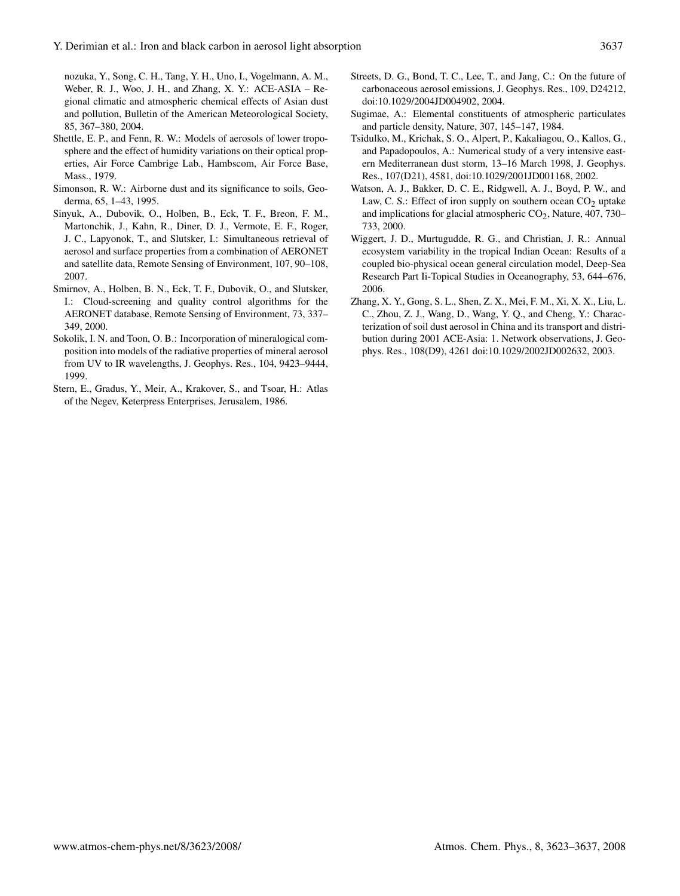nozuka, Y., Song, C. H., Tang, Y. H., Uno, I., Vogelmann, A. M., Weber, R. J., Woo, J. H., and Zhang, X. Y.: ACE-ASIA – Regional climatic and atmospheric chemical effects of Asian dust and pollution, Bulletin of the American Meteorological Society, 85, 367–380, 2004.

Shettle, E. P., and Fenn, R. W.: Models of aerosols of lower troposphere and the effect of humidity variations on their optical properties, Air Force Cambrige Lab., Hambscom, Air Force Base, Mass., 1979.

Simonson, R. W.: Airborne dust and its significance to soils, Geoderma, 65, 1–43, 1995.

Sinyuk, A., Dubovik, O., Holben, B., Eck, T. F., Breon, F. M., Martonchik, J., Kahn, R., Diner, D. J., Vermote, E. F., Roger, J. C., Lapyonok, T., and Slutsker, I.: Simultaneous retrieval of aerosol and surface properties from a combination of AERONET and satellite data, Remote Sensing of Environment, 107, 90–108, 2007.

Smirnov, A., Holben, B. N., Eck, T. F., Dubovik, O., and Slutsker, I.: Cloud-screening and quality control algorithms for the AERONET database, Remote Sensing of Environment, 73, 337–349, 2000.

Sokolik, I. N. and Toon, O. B.: Incorporation of mineralogical composition into models of the radiative properties of mineral aerosol from UV to IR wavelengths, J. Geophys. Res., 104, 9423–9444, 1999.

Stern, E., Gradus, Y., Meir, A., Krakover, S., and Tsoar, H.: Atlas of the Negev, Keterpress Enterprises, Jerusalem, 1986.

Streets, D. G., Bond, T. C., Lee, T., and Jang, C.: On the future of carbonaceous aerosol emissions, J. Geophys. Res., 109, D24212, doi:10.1029/2004JD004902, 2004.

Sugimae, A.: Elemental constituents of atmospheric particulates and particle density, Nature, 307, 145–147, 1984.

Tsidulko, M., Krichak, S. O., Alpert, P., Kakaliagou, O., Kallos, G., and Papadopoulos, A.: Numerical study of a very intensive eastern Mediterranean dust storm, 13–16 March 1998, J. Geophys. Res., 107(D21), 4581, doi:10.1029/2001JD001168, 2002.

Watson, A. J., Bakker, D. C. E., Ridgwell, A. J., Boyd, P. W., and Law, C. S.: Effect of iron supply on southern ocean $CO_2$ uptake and implications for glacial atmospheric $CO_2$, Nature, 407, 730–733, 2000.

Wiggert, J. D., Murtugudde, R. G., and Christian, J. R.: Annual ecosystem variability in the tropical Indian Ocean: Results of a coupled bio-physical ocean general circulation model, Deep-Sea Research Part Ii-Topical Studies in Oceanography, 53, 644–676, 2006.

Zhang, X. Y., Gong, S. L., Shen, Z. X., Mei, F. M., Xi, X. X., Liu, L. C., Zhou, Z. J., Wang, D., Wang, Y. Q., and Cheng, Y.: Characterization of soil dust aerosol in China and its transport and distribution during 2001 ACE-Asia: 1. Network observations, J. Geophys. Res., 108(D9), 4261 doi:10.1029/2002JD002632, 2003.